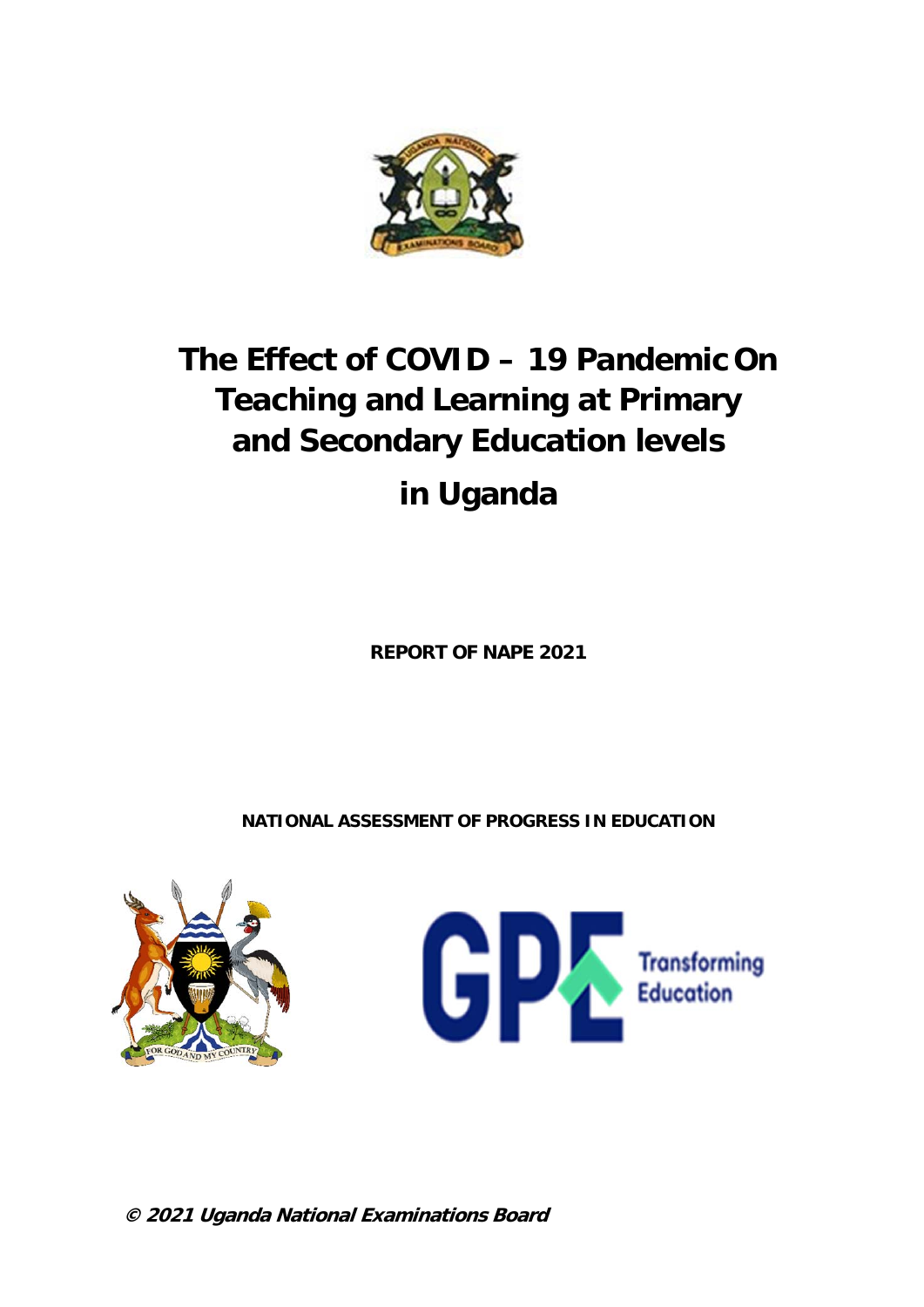# The Effect of COVID – 19 Pandemic On Teaching and Learning at Primary and Secondary Education levels in Uganda

**REPORT OF NAPE 2021**

**NATIONAL ASSESSMENT OF PROGRESS IN EDUCATION**

**© 2021 Uganda National Examinations Board**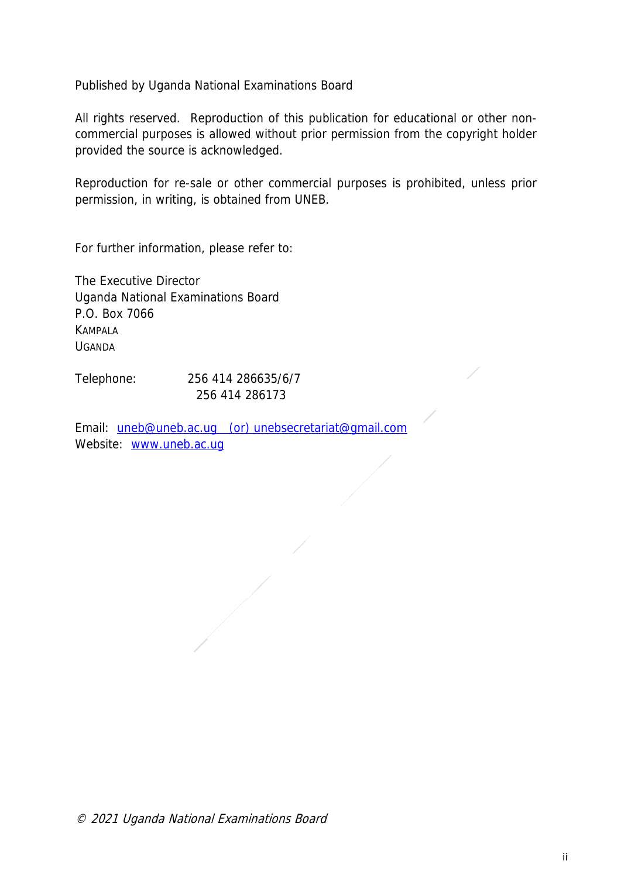Published by Uganda National Examinations Board

All rights reserved. Reproduction of this publication for educational or other non-commercial purposes is allowed without prior permission from the copyright holder provided the source is acknowledged.

Reproduction for re-sale or other commercial purposes is prohibited, unless prior permission, in writing, is obtained from UNEB.

For further information, please refer to:

The Executive Director  
Uganda National Examinations Board  
P.O. Box 7066  
KAMPALA  
UGANDA

Telephone: 256 414 286635/6/7  
256 414 286173

Email: uneb@uneb.ac.ug (or) unebsecretariat@gmail.com  
Website: www.uneb.ac.ug

*© 2021 Uganda National Examinations Board*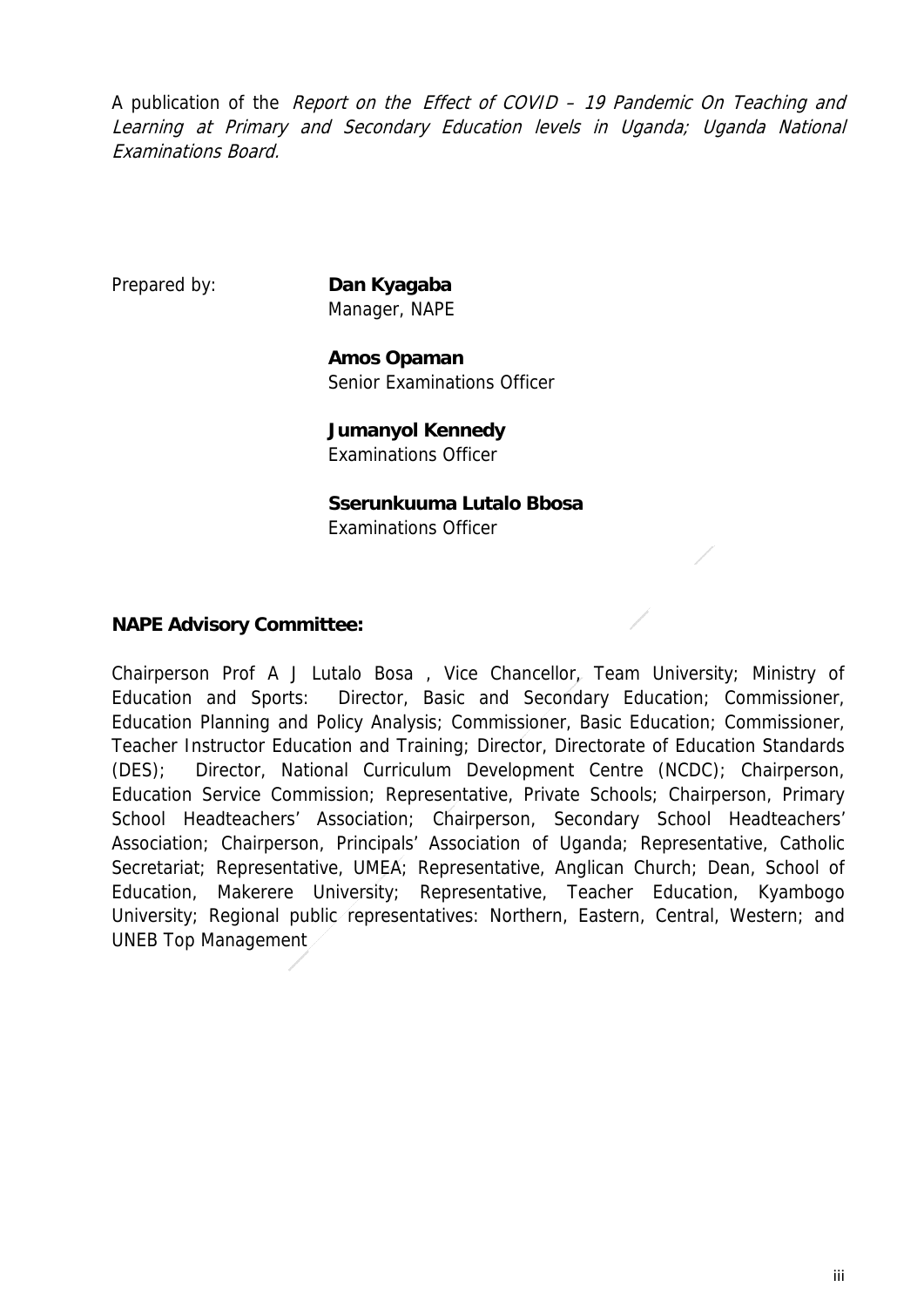A publication of the *Report on the Effect of COVID – 19 Pandemic On Teaching and Learning at Primary and Secondary Education levels in Uganda; Uganda National Examinations Board.*

Prepared by:

**Dan Kyagaba**
Manager, NAPE

**Amos Opaman**
Senior Examinations Officer

**Jumanyol Kennedy**
Examinations Officer

**Sserunkuuma Lutalo Bbosa**
Examinations Officer

**NAPE Advisory Committee:**

Chairperson Prof A J Lutalo Bosa , Vice Chancellor, Team University; Ministry of Education and Sports: Director, Basic and Secondary Education; Commissioner, Education Planning and Policy Analysis; Commissioner, Basic Education; Commissioner, Teacher Instructor Education and Training; Director, Directorate of Education Standards (DES); Director, National Curriculum Development Centre (NCDC); Chairperson, Education Service Commission; Representative, Private Schools; Chairperson, Primary School Headteachers' Association; Chairperson, Secondary School Headteachers' Association; Chairperson, Principals' Association of Uganda; Representative, Catholic Secretariat; Representative, UMEA; Representative, Anglican Church; Dean, School of Education, Makerere University; Representative, Teacher Education, Kyambogo University; Regional public representatives: Northern, Eastern, Central, Western; and UNEB Top Management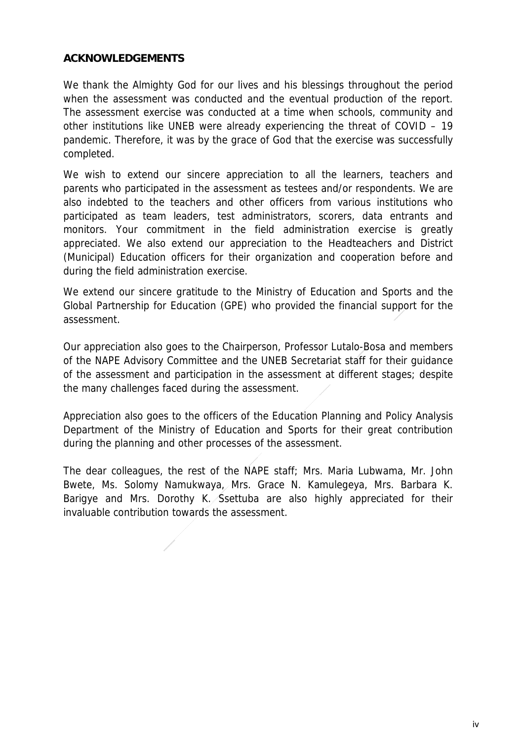## ACKNOWLEDGEMENTS

We thank the Almighty God for our lives and his blessings throughout the period when the assessment was conducted and the eventual production of the report. The assessment exercise was conducted at a time when schools, community and other institutions like UNEB were already experiencing the threat of COVID – 19 pandemic. Therefore, it was by the grace of God that the exercise was successfully completed.

We wish to extend our sincere appreciation to all the learners, teachers and parents who participated in the assessment as testees and/or respondents. We are also indebted to the teachers and other officers from various institutions who participated as team leaders, test administrators, scorers, data entrants and monitors. Your commitment in the field administration exercise is greatly appreciated. We also extend our appreciation to the Headteachers and District (Municipal) Education officers for their organization and cooperation before and during the field administration exercise.

We extend our sincere gratitude to the Ministry of Education and Sports and the Global Partnership for Education (GPE) who provided the financial support for the assessment.

Our appreciation also goes to the Chairperson, Professor Lutalo-Bosa and members of the NAPE Advisory Committee and the UNEB Secretariat staff for their guidance of the assessment and participation in the assessment at different stages; despite the many challenges faced during the assessment.

Appreciation also goes to the officers of the Education Planning and Policy Analysis Department of the Ministry of Education and Sports for their great contribution during the planning and other processes of the assessment.

The dear colleagues, the rest of the NAPE staff; Mrs. Maria Lubwama, Mr. John Bwete, Ms. Solomy Namukwaya, Mrs. Grace N. Kamulegeya, Mrs. Barbara K. Barigye and Mrs. Dorothy K. Ssettuba are also highly appreciated for their invaluable contribution towards the assessment.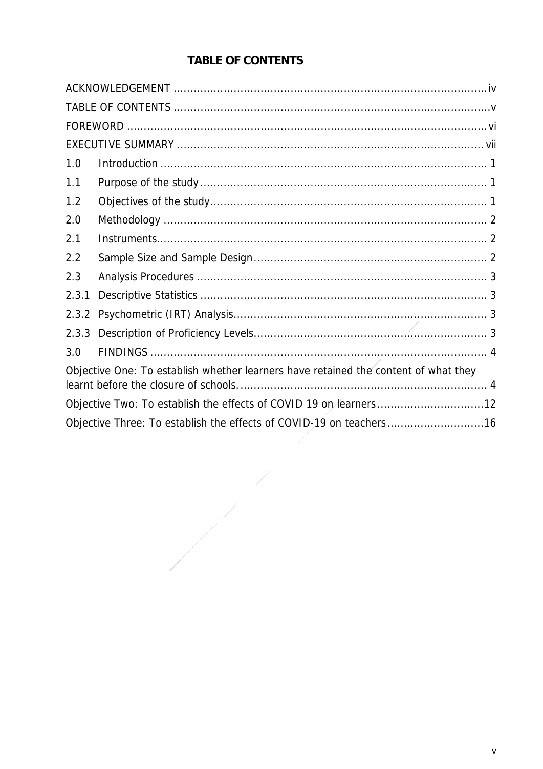# TABLE OF CONTENTS

ACKNOWLEDGEMENT ..... iv

TABLE OF CONTENTS ..... v

FOREWORD ..... vi

EXECUTIVE SUMMARY ..... vii

1.0 Introduction ..... 1

1.1 Purpose of the study ..... 1

1.2 Objectives of the study ..... 1

2.0 Methodology ..... 2

2.1 Instruments ..... 2

2.2 Sample Size and Sample Design ..... 2

2.3 Analysis Procedures ..... 3

2.3.1 Descriptive Statistics ..... 3

2.3.2 Psychometric (IRT) Analysis ..... 3

2.3.3 Description of Proficiency Levels ..... 3

3.0 FINDINGS ..... 4

Objective One: To establish whether learners have retained the content of what they learnt before the closure of schools. ..... 4

Objective Two: To establish the effects of COVID 19 on learners ..... 12

Objective Three: To establish the effects of COVID-19 on teachers ..... 16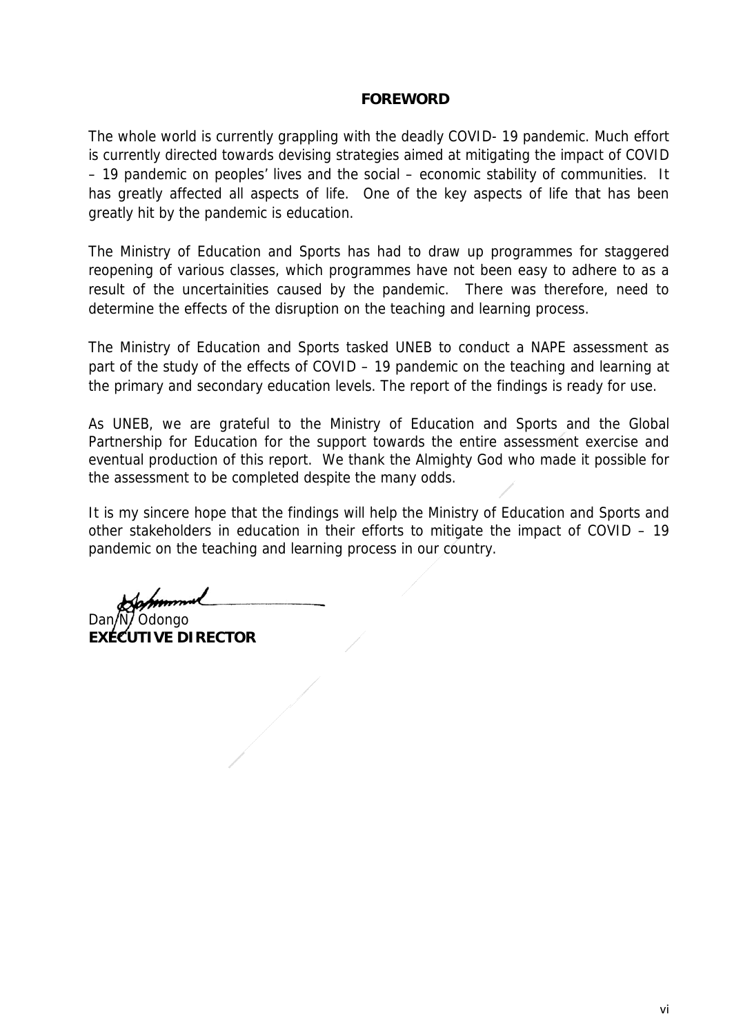# FOREWORD

The whole world is currently grappling with the deadly COVID- 19 pandemic. Much effort is currently directed towards devising strategies aimed at mitigating the impact of COVID – 19 pandemic on peoples' lives and the social – economic stability of communities. It has greatly affected all aspects of life. One of the key aspects of life that has been greatly hit by the pandemic is education.

The Ministry of Education and Sports has had to draw up programmes for staggered reopening of various classes, which programmes have not been easy to adhere to as a result of the uncertainities caused by the pandemic. There was therefore, need to determine the effects of the disruption on the teaching and learning process.

The Ministry of Education and Sports tasked UNEB to conduct a NAPE assessment as part of the study of the effects of COVID – 19 pandemic on the teaching and learning at the primary and secondary education levels. The report of the findings is ready for use.

As UNEB, we are grateful to the Ministry of Education and Sports and the Global Partnership for Education for the support towards the entire assessment exercise and eventual production of this report. We thank the Almighty God who made it possible for the assessment to be completed despite the many odds.

It is my sincere hope that the findings will help the Ministry of Education and Sports and other stakeholders in education in their efforts to mitigate the impact of COVID – 19 pandemic on the teaching and learning process in our country.

Dan N. Odongo
**EXECUTIVE DIRECTOR**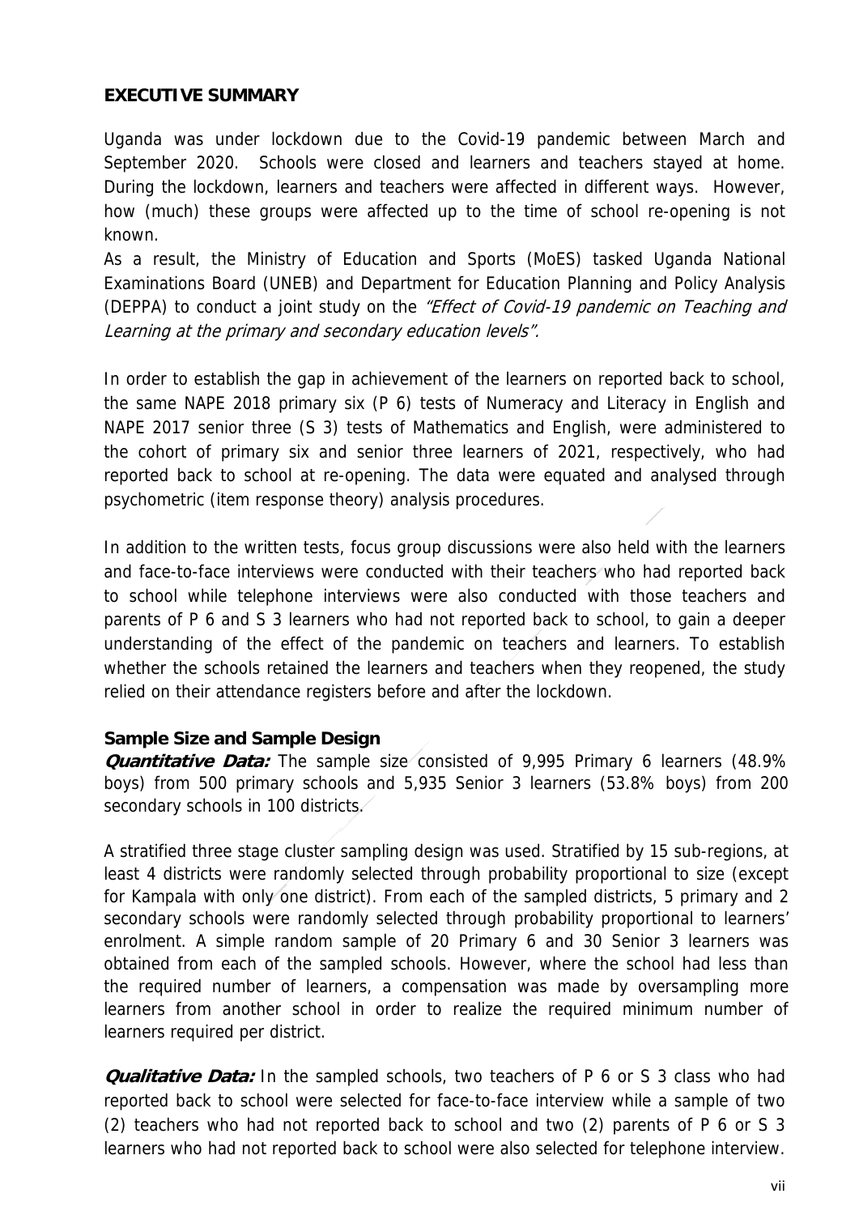## EXECUTIVE SUMMARY

Uganda was under lockdown due to the Covid-19 pandemic between March and September 2020. Schools were closed and learners and teachers stayed at home. During the lockdown, learners and teachers were affected in different ways. However, how (much) these groups were affected up to the time of school re-opening is not known.

As a result, the Ministry of Education and Sports (MoES) tasked Uganda National Examinations Board (UNEB) and Department for Education Planning and Policy Analysis (DEPPA) to conduct a joint study on the *"Effect of Covid-19 pandemic on Teaching and Learning at the primary and secondary education levels".*

In order to establish the gap in achievement of the learners on reported back to school, the same NAPE 2018 primary six (P 6) tests of Numeracy and Literacy in English and NAPE 2017 senior three (S 3) tests of Mathematics and English, were administered to the cohort of primary six and senior three learners of 2021, respectively, who had reported back to school at re-opening. The data were equated and analysed through psychometric (item response theory) analysis procedures.

In addition to the written tests, focus group discussions were also held with the learners and face-to-face interviews were conducted with their teachers who had reported back to school while telephone interviews were also conducted with those teachers and parents of P 6 and S 3 learners who had not reported back to school, to gain a deeper understanding of the effect of the pandemic on teachers and learners. To establish whether the schools retained the learners and teachers when they reopened, the study relied on their attendance registers before and after the lockdown.

### Sample Size and Sample Design

***Quantitative Data:*** The sample size consisted of 9,995 Primary 6 learners (48.9% boys) from 500 primary schools and 5,935 Senior 3 learners (53.8% boys) from 200 secondary schools in 100 districts.

A stratified three stage cluster sampling design was used. Stratified by 15 sub-regions, at least 4 districts were randomly selected through probability proportional to size (except for Kampala with only one district). From each of the sampled districts, 5 primary and 2 secondary schools were randomly selected through probability proportional to learners' enrolment. A simple random sample of 20 Primary 6 and 30 Senior 3 learners was obtained from each of the sampled schools. However, where the school had less than the required number of learners, a compensation was made by oversampling more learners from another school in order to realize the required minimum number of learners required per district.

***Qualitative Data:*** In the sampled schools, two teachers of P 6 or S 3 class who had reported back to school were selected for face-to-face interview while a sample of two (2) teachers who had not reported back to school and two (2) parents of P 6 or S 3 learners who had not reported back to school were also selected for telephone interview.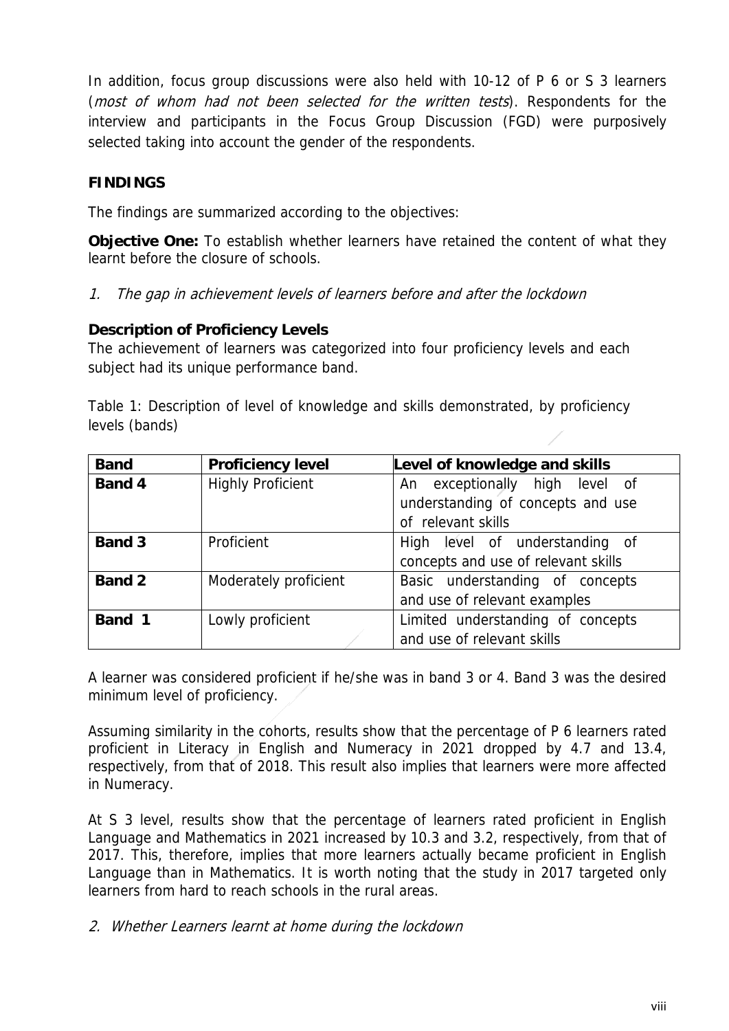In addition, focus group discussions were also held with 10-12 of P 6 or S 3 learners (*most of whom had not been selected for the written tests*). Respondents for the interview and participants in the Focus Group Discussion (FGD) were purposively selected taking into account the gender of the respondents.

## FINDINGS

The findings are summarized according to the objectives:

**Objective One:** To establish whether learners have retained the content of what they learnt before the closure of schools.

1. *The gap in achievement levels of learners before and after the lockdown*

**Description of Proficiency Levels**

The achievement of learners was categorized into four proficiency levels and each subject had its unique performance band.

Table 1: Description of level of knowledge and skills demonstrated, by proficiency levels (bands)

| Band | Proficiency level | Level of knowledge and skills |
|---|---|---|
| **Band 4** | Highly Proficient | An exceptionally high level of understanding of concepts and use of relevant skills |
| **Band 3** | Proficient | High level of understanding of concepts and use of relevant skills |
| **Band 2** | Moderately proficient | Basic understanding of concepts and use of relevant examples |
| **Band 1** | Lowly proficient | Limited understanding of concepts and use of relevant skills |

A learner was considered proficient if he/she was in band 3 or 4. Band 3 was the desired minimum level of proficiency.

Assuming similarity in the cohorts, results show that the percentage of P 6 learners rated proficient in Literacy in English and Numeracy in 2021 dropped by 4.7 and 13.4, respectively, from that of 2018. This result also implies that learners were more affected in Numeracy.

At S 3 level, results show that the percentage of learners rated proficient in English Language and Mathematics in 2021 increased by 10.3 and 3.2, respectively, from that of 2017. This, therefore, implies that more learners actually became proficient in English Language than in Mathematics. It is worth noting that the study in 2017 targeted only learners from hard to reach schools in the rural areas.

2. *Whether Learners learnt at home during the lockdown*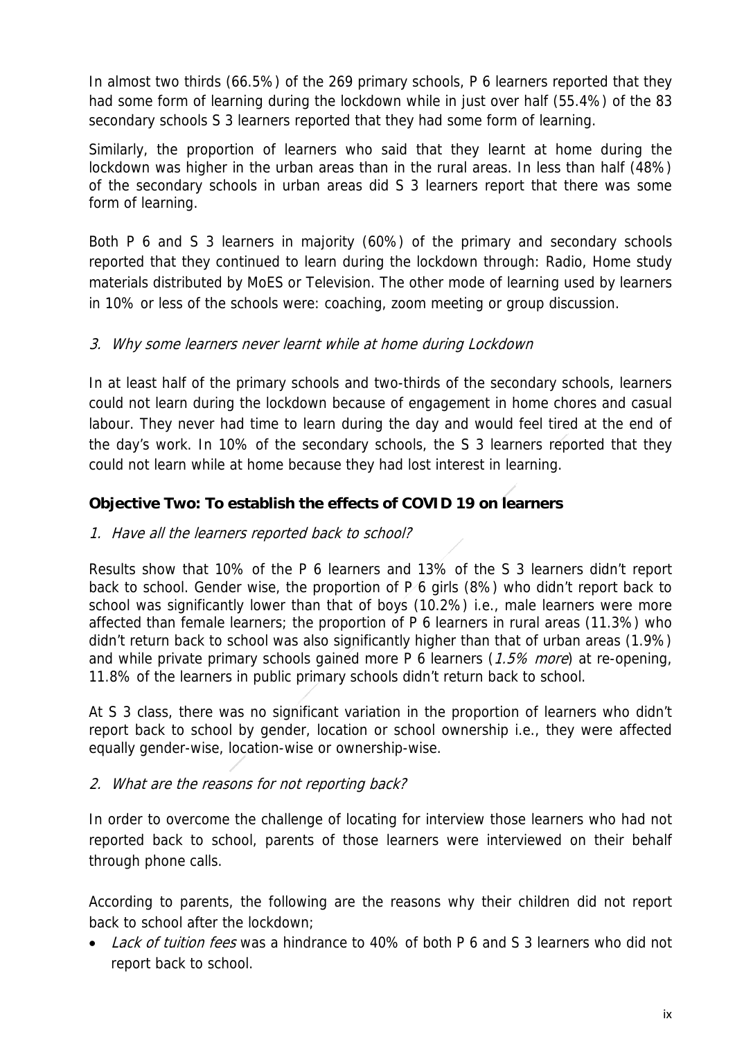In almost two thirds (66.5%) of the 269 primary schools, P 6 learners reported that they had some form of learning during the lockdown while in just over half (55.4%) of the 83 secondary schools S 3 learners reported that they had some form of learning.

Similarly, the proportion of learners who said that they learnt at home during the lockdown was higher in the urban areas than in the rural areas. In less than half (48%) of the secondary schools in urban areas did S 3 learners report that there was some form of learning.

Both P 6 and S 3 learners in majority (60%) of the primary and secondary schools reported that they continued to learn during the lockdown through: Radio, Home study materials distributed by MoES or Television. The other mode of learning used by learners in 10% or less of the schools were: coaching, zoom meeting or group discussion.

*3. Why some learners never learnt while at home during Lockdown*

In at least half of the primary schools and two-thirds of the secondary schools, learners could not learn during the lockdown because of engagement in home chores and casual labour. They never had time to learn during the day and would feel tired at the end of the day's work. In 10% of the secondary schools, the S 3 learners reported that they could not learn while at home because they had lost interest in learning.

**Objective Two: To establish the effects of COVID 19 on learners**

*1. Have all the learners reported back to school?*

Results show that 10% of the P 6 learners and 13% of the S 3 learners didn't report back to school. Gender wise, the proportion of P 6 girls (8%) who didn't report back to school was significantly lower than that of boys (10.2%) i.e., male learners were more affected than female learners; the proportion of P 6 learners in rural areas (11.3%) who didn't return back to school was also significantly higher than that of urban areas (1.9%) and while private primary schools gained more P 6 learners (*1.5% more*) at re-opening, 11.8% of the learners in public primary schools didn't return back to school.

At S 3 class, there was no significant variation in the proportion of learners who didn't report back to school by gender, location or school ownership i.e., they were affected equally gender-wise, location-wise or ownership-wise.

*2. What are the reasons for not reporting back?*

In order to overcome the challenge of locating for interview those learners who had not reported back to school, parents of those learners were interviewed on their behalf through phone calls.

According to parents, the following are the reasons why their children did not report back to school after the lockdown;

- *Lack of tuition fees* was a hindrance to 40% of both P 6 and S 3 learners who did not report back to school.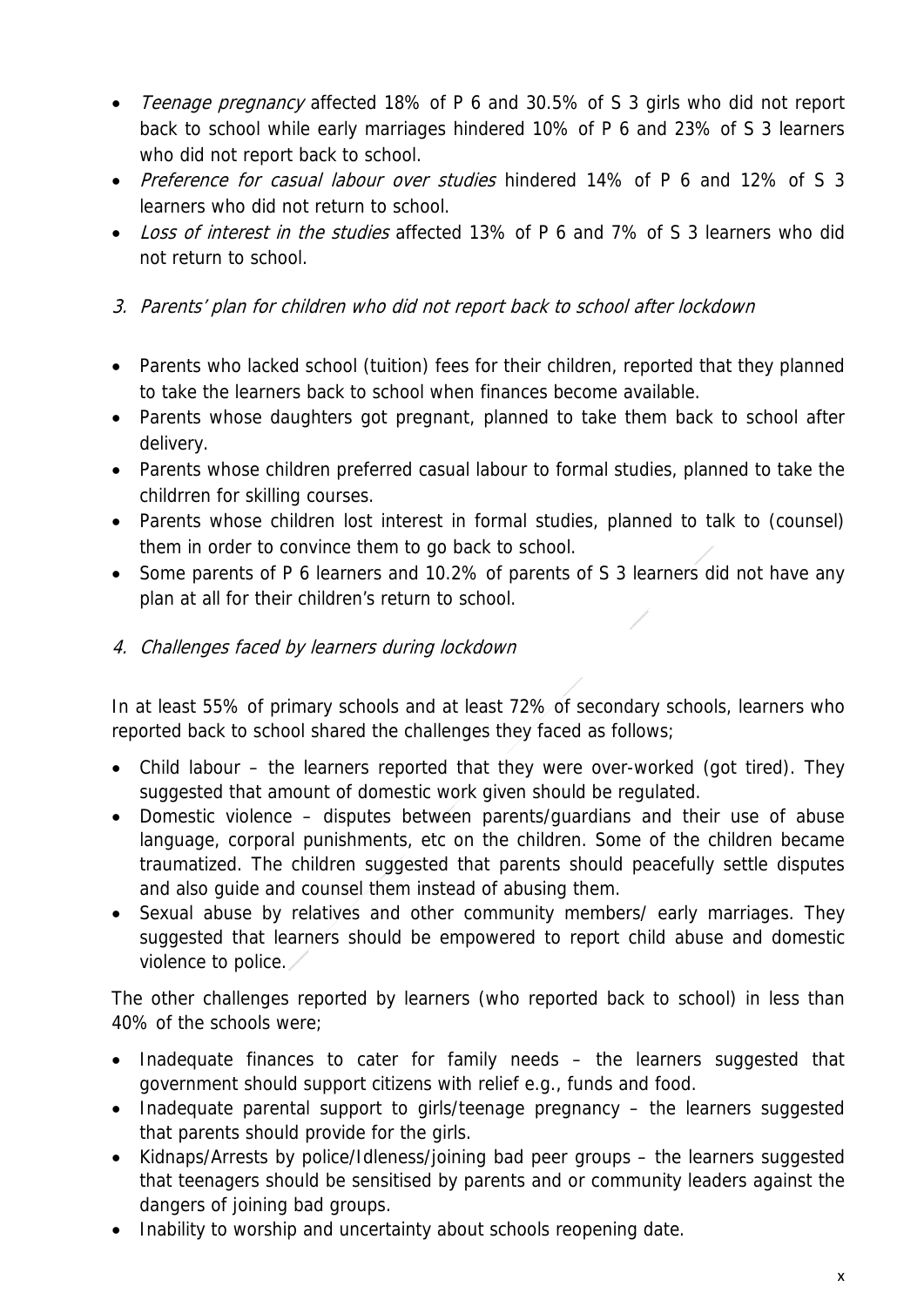- *Teenage pregnancy* affected 18% of P 6 and 30.5% of S 3 girls who did not report back to school while early marriages hindered 10% of P 6 and 23% of S 3 learners who did not report back to school.
- *Preference for casual labour over studies* hindered 14% of P 6 and 12% of S 3 learners who did not return to school.
- *Loss of interest in the studies* affected 13% of P 6 and 7% of S 3 learners who did not return to school.

### 3. *Parents' plan for children who did not report back to school after lockdown*

- Parents who lacked school (tuition) fees for their children, reported that they planned to take the learners back to school when finances become available.
- Parents whose daughters got pregnant, planned to take them back to school after delivery.
- Parents whose children preferred casual labour to formal studies, planned to take the childrren for skilling courses.
- Parents whose children lost interest in formal studies, planned to talk to (counsel) them in order to convince them to go back to school.
- Some parents of P 6 learners and 10.2% of parents of S 3 learners did not have any plan at all for their children's return to school.

### 4. *Challenges faced by learners during lockdown*

In at least 55% of primary schools and at least 72% of secondary schools, learners who reported back to school shared the challenges they faced as follows;

- Child labour – the learners reported that they were over-worked (got tired). They suggested that amount of domestic work given should be regulated.
- Domestic violence – disputes between parents/guardians and their use of abuse language, corporal punishments, etc on the children. Some of the children became traumatized. The children suggested that parents should peacefully settle disputes and also guide and counsel them instead of abusing them.
- Sexual abuse by relatives and other community members/ early marriages. They suggested that learners should be empowered to report child abuse and domestic violence to police.

The other challenges reported by learners (who reported back to school) in less than 40% of the schools were;

- Inadequate finances to cater for family needs – the learners suggested that government should support citizens with relief e.g., funds and food.
- Inadequate parental support to girls/teenage pregnancy – the learners suggested that parents should provide for the girls.
- Kidnaps/Arrests by police/Idleness/joining bad peer groups – the learners suggested that teenagers should be sensitised by parents and or community leaders against the dangers of joining bad groups.
- Inability to worship and uncertainty about schools reopening date.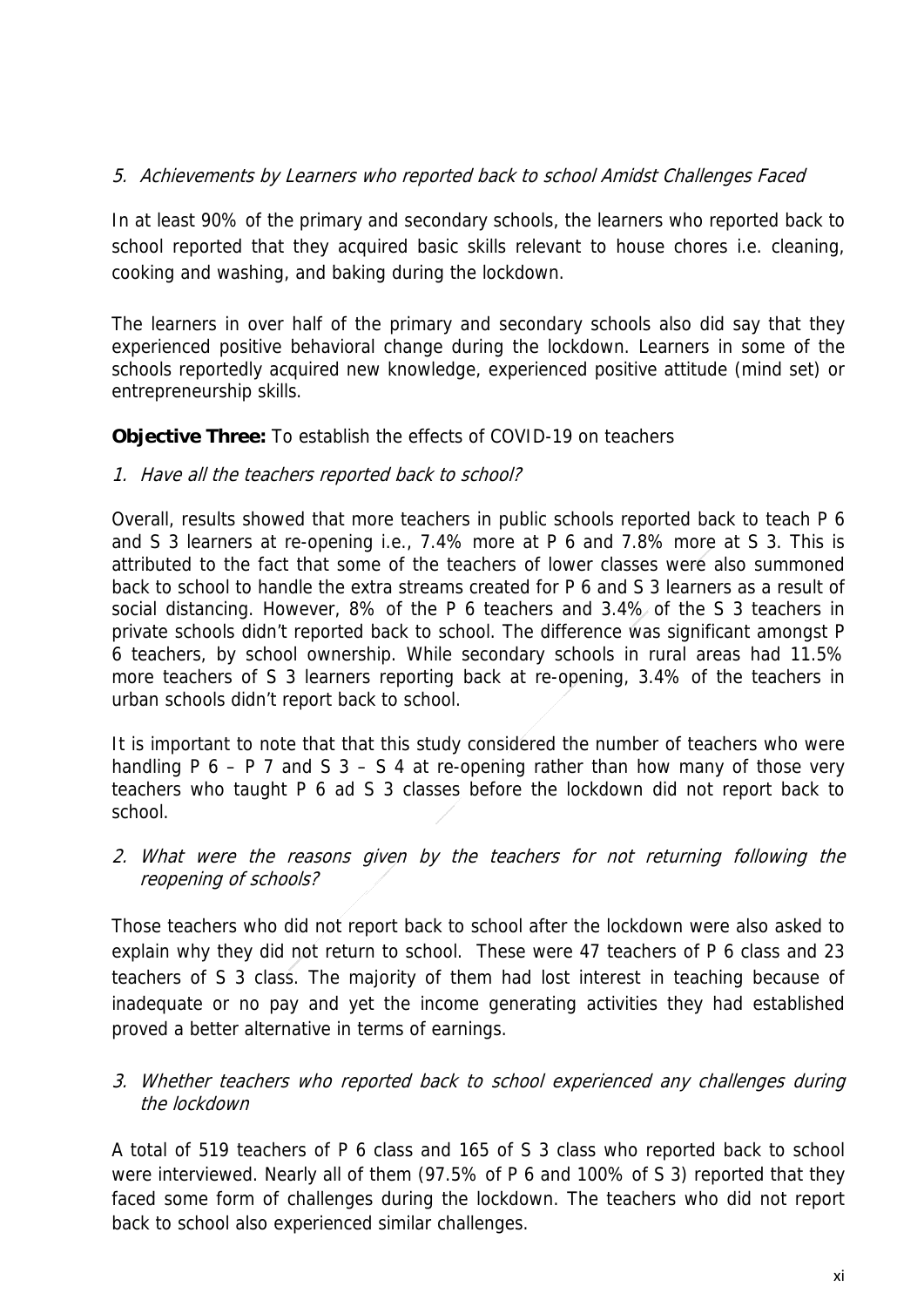5. *Achievements by Learners who reported back to school Amidst Challenges Faced*

In at least 90% of the primary and secondary schools, the learners who reported back to school reported that they acquired basic skills relevant to house chores i.e. cleaning, cooking and washing, and baking during the lockdown.

The learners in over half of the primary and secondary schools also did say that they experienced positive behavioral change during the lockdown. Learners in some of the schools reportedly acquired new knowledge, experienced positive attitude (mind set) or entrepreneurship skills.

**Objective Three:** To establish the effects of COVID-19 on teachers

1. *Have all the teachers reported back to school?*

Overall, results showed that more teachers in public schools reported back to teach P 6 and S 3 learners at re-opening i.e., 7.4% more at P 6 and 7.8% more at S 3. This is attributed to the fact that some of the teachers of lower classes were also summoned back to school to handle the extra streams created for P 6 and S 3 learners as a result of social distancing. However, 8% of the P 6 teachers and 3.4% of the S 3 teachers in private schools didn't reported back to school. The difference was significant amongst P 6 teachers, by school ownership. While secondary schools in rural areas had 11.5% more teachers of S 3 learners reporting back at re-opening, 3.4% of the teachers in urban schools didn't report back to school.

It is important to note that that this study considered the number of teachers who were handling P 6 – P 7 and S 3 – S 4 at re-opening rather than how many of those very teachers who taught P 6 ad S 3 classes before the lockdown did not report back to school.

2. *What were the reasons given by the teachers for not returning following the reopening of schools?*

Those teachers who did not report back to school after the lockdown were also asked to explain why they did not return to school. These were 47 teachers of P 6 class and 23 teachers of S 3 class. The majority of them had lost interest in teaching because of inadequate or no pay and yet the income generating activities they had established proved a better alternative in terms of earnings.

3. *Whether teachers who reported back to school experienced any challenges during the lockdown*

A total of 519 teachers of P 6 class and 165 of S 3 class who reported back to school were interviewed. Nearly all of them (97.5% of P 6 and 100% of S 3) reported that they faced some form of challenges during the lockdown. The teachers who did not report back to school also experienced similar challenges.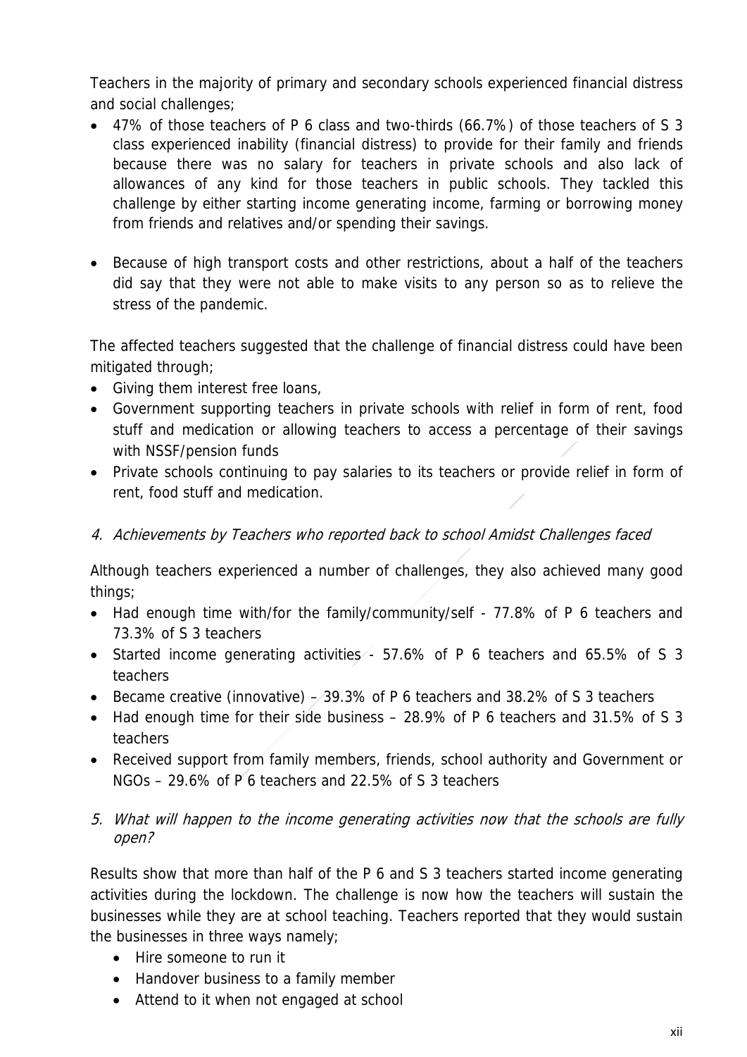Teachers in the majority of primary and secondary schools experienced financial distress and social challenges;

- 47% of those teachers of P 6 class and two-thirds (66.7%) of those teachers of S 3 class experienced inability (financial distress) to provide for their family and friends because there was no salary for teachers in private schools and also lack of allowances of any kind for those teachers in public schools. They tackled this challenge by either starting income generating income, farming or borrowing money from friends and relatives and/or spending their savings.

- Because of high transport costs and other restrictions, about a half of the teachers did say that they were not able to make visits to any person so as to relieve the stress of the pandemic.

The affected teachers suggested that the challenge of financial distress could have been mitigated through;

- Giving them interest free loans,
- Government supporting teachers in private schools with relief in form of rent, food stuff and medication or allowing teachers to access a percentage of their savings with NSSF/pension funds
- Private schools continuing to pay salaries to its teachers or provide relief in form of rent, food stuff and medication.

### *4. Achievements by Teachers who reported back to school Amidst Challenges faced*

Although teachers experienced a number of challenges, they also achieved many good things;

- Had enough time with/for the family/community/self - 77.8% of P 6 teachers and 73.3% of S 3 teachers
- Started income generating activities - 57.6% of P 6 teachers and 65.5% of S 3 teachers
- Became creative (innovative) – 39.3% of P 6 teachers and 38.2% of S 3 teachers
- Had enough time for their side business – 28.9% of P 6 teachers and 31.5% of S 3 teachers
- Received support from family members, friends, school authority and Government or NGOs – 29.6% of P 6 teachers and 22.5% of S 3 teachers

### *5. What will happen to the income generating activities now that the schools are fully open?*

Results show that more than half of the P 6 and S 3 teachers started income generating activities during the lockdown. The challenge is now how the teachers will sustain the businesses while they are at school teaching. Teachers reported that they would sustain the businesses in three ways namely;

- Hire someone to run it
- Handover business to a family member
- Attend to it when not engaged at school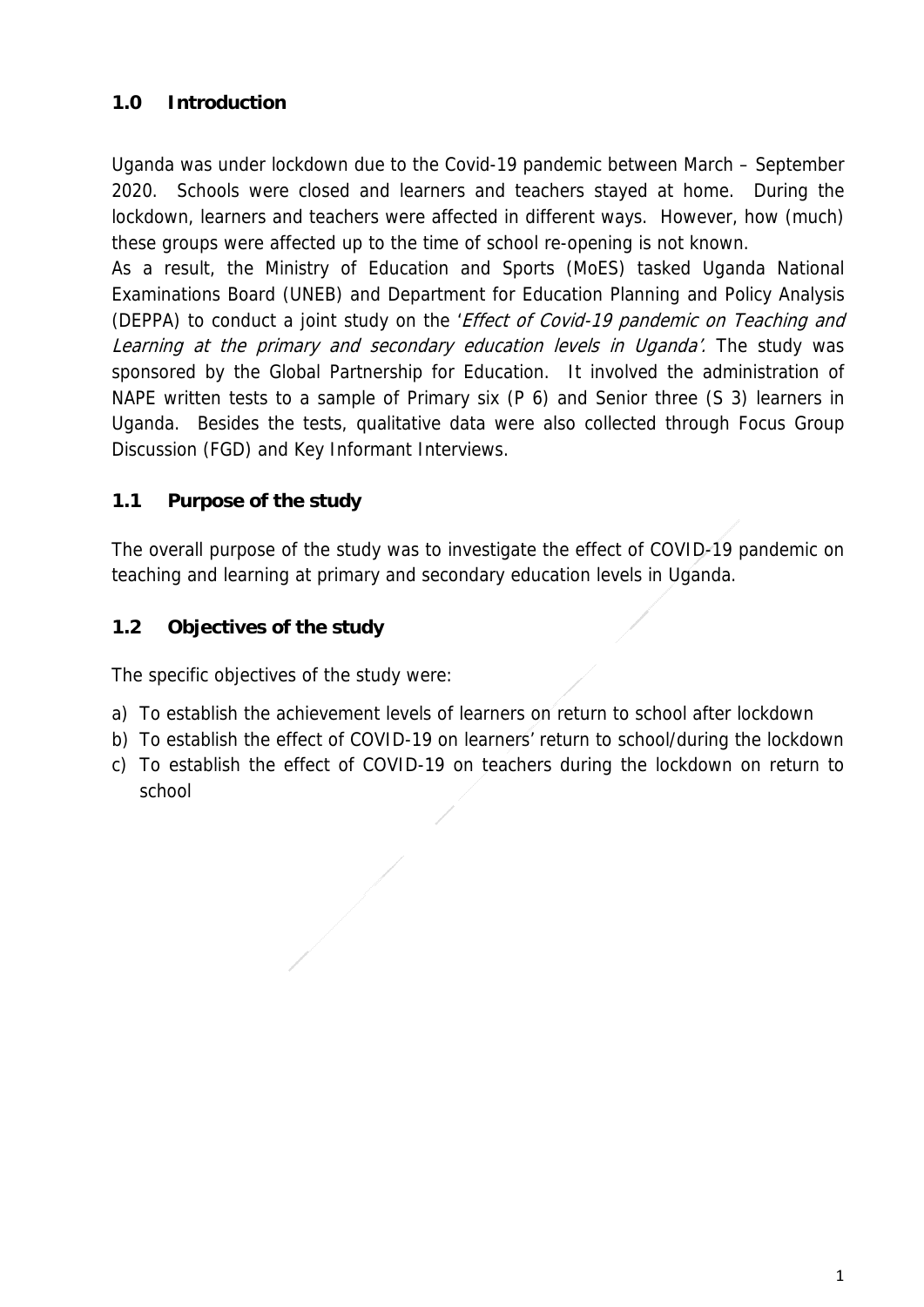## 1.0 Introduction

Uganda was under lockdown due to the Covid-19 pandemic between March – September 2020. Schools were closed and learners and teachers stayed at home. During the lockdown, learners and teachers were affected in different ways. However, how (much) these groups were affected up to the time of school re-opening is not known.

As a result, the Ministry of Education and Sports (MoES) tasked Uganda National Examinations Board (UNEB) and Department for Education Planning and Policy Analysis (DEPPA) to conduct a joint study on the '*Effect of Covid-19 pandemic on Teaching and Learning at the primary and secondary education levels in Uganda'.* The study was sponsored by the Global Partnership for Education. It involved the administration of NAPE written tests to a sample of Primary six (P 6) and Senior three (S 3) learners in Uganda. Besides the tests, qualitative data were also collected through Focus Group Discussion (FGD) and Key Informant Interviews.

## 1.1 Purpose of the study

The overall purpose of the study was to investigate the effect of COVID-19 pandemic on teaching and learning at primary and secondary education levels in Uganda.

## 1.2 Objectives of the study

The specific objectives of the study were:

a) To establish the achievement levels of learners on return to school after lockdown
b) To establish the effect of COVID-19 on learners' return to school/during the lockdown
c) To establish the effect of COVID-19 on teachers during the lockdown on return to school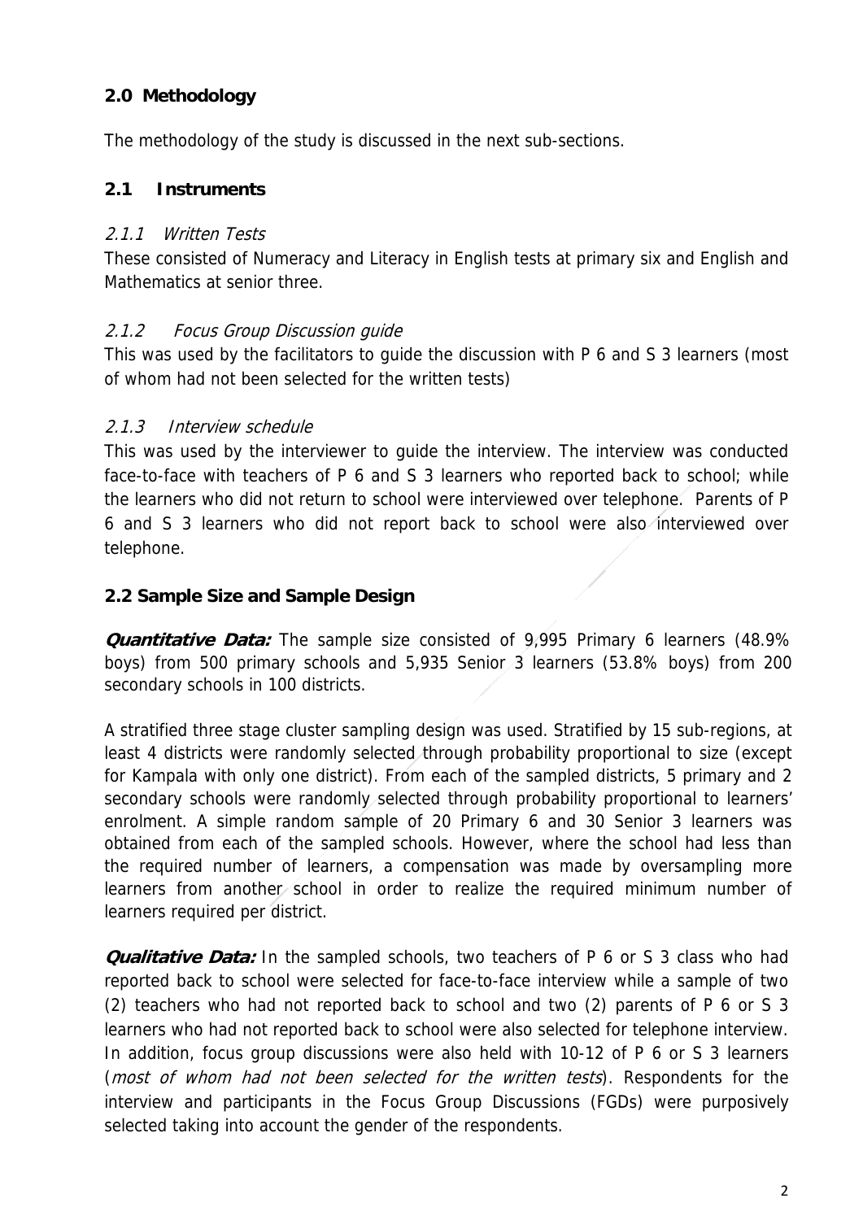## 2.0 Methodology

The methodology of the study is discussed in the next sub-sections.

### 2.1 Instruments

#### *2.1.1 Written Tests*

These consisted of Numeracy and Literacy in English tests at primary six and English and Mathematics at senior three.

#### *2.1.2 Focus Group Discussion guide*

This was used by the facilitators to guide the discussion with P 6 and S 3 learners (most of whom had not been selected for the written tests)

#### *2.1.3 Interview schedule*

This was used by the interviewer to guide the interview. The interview was conducted face-to-face with teachers of P 6 and S 3 learners who reported back to school; while the learners who did not return to school were interviewed over telephone. Parents of P 6 and S 3 learners who did not report back to school were also interviewed over telephone.

### 2.2 Sample Size and Sample Design

***Quantitative Data:*** The sample size consisted of 9,995 Primary 6 learners (48.9% boys) from 500 primary schools and 5,935 Senior 3 learners (53.8% boys) from 200 secondary schools in 100 districts.

A stratified three stage cluster sampling design was used. Stratified by 15 sub-regions, at least 4 districts were randomly selected through probability proportional to size (except for Kampala with only one district). From each of the sampled districts, 5 primary and 2 secondary schools were randomly selected through probability proportional to learners' enrolment. A simple random sample of 20 Primary 6 and 30 Senior 3 learners was obtained from each of the sampled schools. However, where the school had less than the required number of learners, a compensation was made by oversampling more learners from another school in order to realize the required minimum number of learners required per district.

***Qualitative Data:*** In the sampled schools, two teachers of P 6 or S 3 class who had reported back to school were selected for face-to-face interview while a sample of two (2) teachers who had not reported back to school and two (2) parents of P 6 or S 3 learners who had not reported back to school were also selected for telephone interview. In addition, focus group discussions were also held with 10-12 of P 6 or S 3 learners (*most of whom had not been selected for the written tests*). Respondents for the interview and participants in the Focus Group Discussions (FGDs) were purposively selected taking into account the gender of the respondents.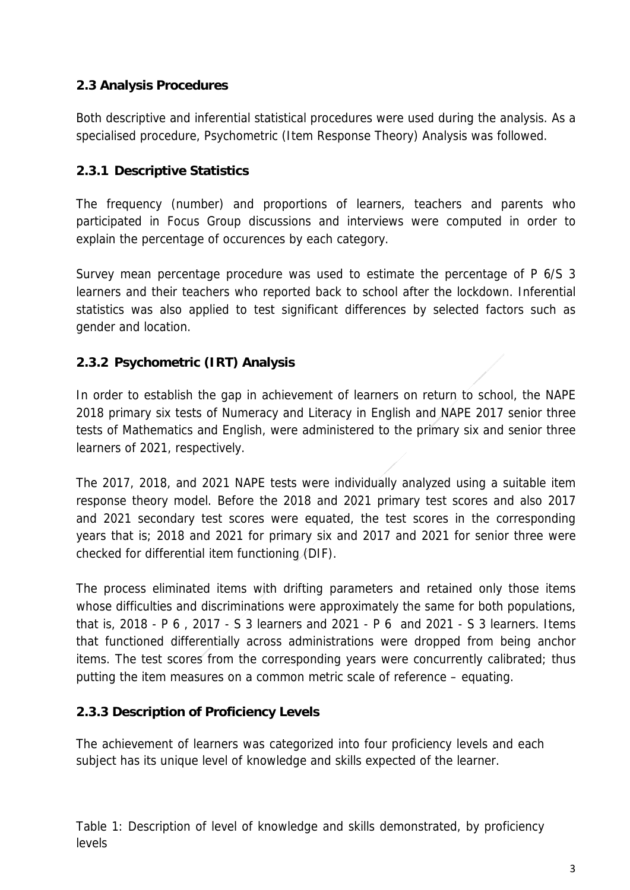## 2.3 Analysis Procedures

Both descriptive and inferential statistical procedures were used during the analysis. As a specialised procedure, Psychometric (Item Response Theory) Analysis was followed.

### 2.3.1 Descriptive Statistics

The frequency (number) and proportions of learners, teachers and parents who participated in Focus Group discussions and interviews were computed in order to explain the percentage of occurences by each category.

Survey mean percentage procedure was used to estimate the percentage of P 6/S 3 learners and their teachers who reported back to school after the lockdown. Inferential statistics was also applied to test significant differences by selected factors such as gender and location.

### 2.3.2 Psychometric (IRT) Analysis

In order to establish the gap in achievement of learners on return to school, the NAPE 2018 primary six tests of Numeracy and Literacy in English and NAPE 2017 senior three tests of Mathematics and English, were administered to the primary six and senior three learners of 2021, respectively.

The 2017, 2018, and 2021 NAPE tests were individually analyzed using a suitable item response theory model. Before the 2018 and 2021 primary test scores and also 2017 and 2021 secondary test scores were equated, the test scores in the corresponding years that is; 2018 and 2021 for primary six and 2017 and 2021 for senior three were checked for differential item functioning (DIF).

The process eliminated items with drifting parameters and retained only those items whose difficulties and discriminations were approximately the same for both populations, that is, 2018 - P 6 , 2017 - S 3 learners and 2021 - P 6 and 2021 - S 3 learners. Items that functioned differentially across administrations were dropped from being anchor items. The test scores from the corresponding years were concurrently calibrated; thus putting the item measures on a common metric scale of reference – equating.

### 2.3.3 Description of Proficiency Levels

The achievement of learners was categorized into four proficiency levels and each subject has its unique level of knowledge and skills expected of the learner.

Table 1: Description of level of knowledge and skills demonstrated, by proficiency levels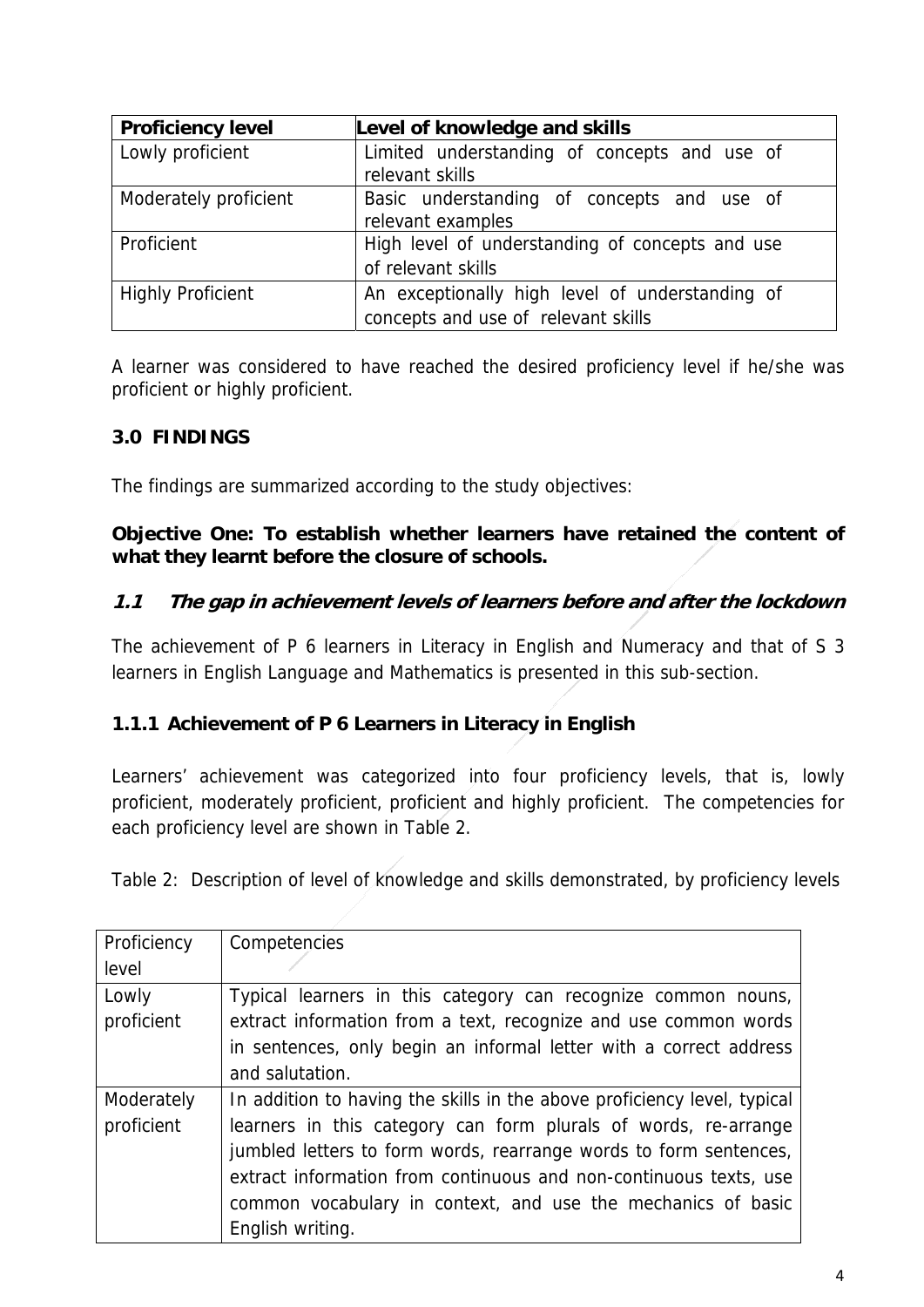| Proficiency level | Level of knowledge and skills |
|---|---|
| Lowly proficient | Limited understanding of concepts and use of relevant skills |
| Moderately proficient | Basic understanding of concepts and use of relevant examples |
| Proficient | High level of understanding of concepts and use of relevant skills |
| Highly Proficient | An exceptionally high level of understanding of concepts and use of relevant skills |

A learner was considered to have reached the desired proficiency level if he/she was proficient or highly proficient.

## 3.0 FINDINGS

The findings are summarized according to the study objectives:

**Objective One: To establish whether learners have retained the content of what they learnt before the closure of schools.**

### *1.1 The gap in achievement levels of learners before and after the lockdown*

The achievement of P 6 learners in Literacy in English and Numeracy and that of S 3 learners in English Language and Mathematics is presented in this sub-section.

### 1.1.1 Achievement of P 6 Learners in Literacy in English

Learners' achievement was categorized into four proficiency levels, that is, lowly proficient, moderately proficient, proficient and highly proficient. The competencies for each proficiency level are shown in Table 2.

Table 2: Description of level of knowledge and skills demonstrated, by proficiency levels

| Proficiency level | Competencies |
|---|---|
| Lowly proficient | Typical learners in this category can recognize common nouns, extract information from a text, recognize and use common words in sentences, only begin an informal letter with a correct address and salutation. |
| Moderately proficient | In addition to having the skills in the above proficiency level, typical learners in this category can form plurals of words, re-arrange jumbled letters to form words, rearrange words to form sentences, extract information from continuous and non-continuous texts, use common vocabulary in context, and use the mechanics of basic English writing. |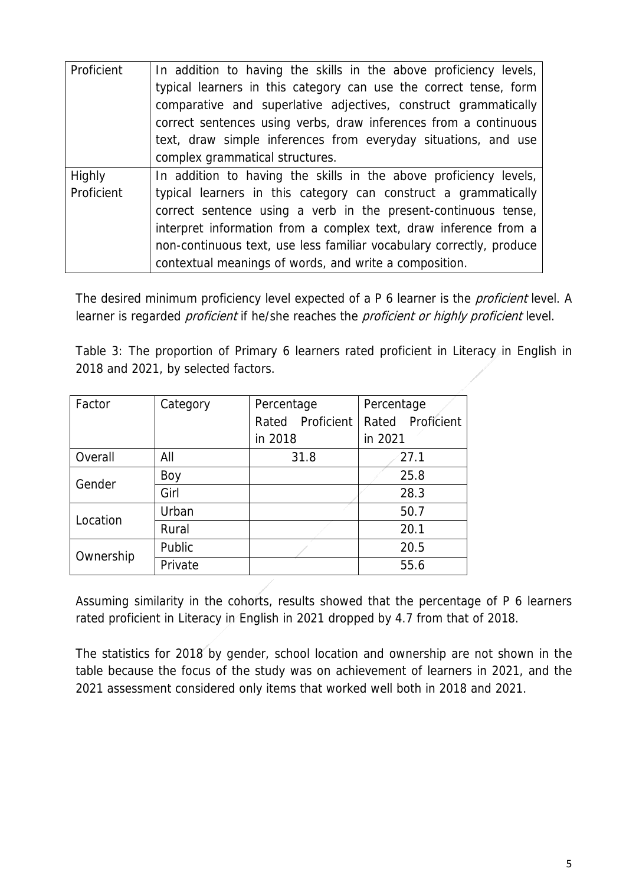| Proficient | In addition to having the skills in the above proficiency levels, typical learners in this category can use the correct tense, form comparative and superlative adjectives, construct grammatically correct sentences using verbs, draw inferences from a continuous text, draw simple inferences from everyday situations, and use complex grammatical structures. |
|---|---|
| Highly Proficient | In addition to having the skills in the above proficiency levels, typical learners in this category can construct a grammatically correct sentence using a verb in the present-continuous tense, interpret information from a complex text, draw inference from a non-continuous text, use less familiar vocabulary correctly, produce contextual meanings of words, and write a composition. |

The desired minimum proficiency level expected of a P 6 learner is the *proficient* level. A learner is regarded *proficient* if he/she reaches the *proficient or highly proficient* level.

Table 3: The proportion of Primary 6 learners rated proficient in Literacy in English in 2018 and 2021, by selected factors.

| Factor | Category | Percentage Rated Proficient in 2018 | Percentage Rated Proficient in 2021 |
|---|---|---|---|
| Overall | All | 31.8 | 27.1 |
| Gender | Boy | | 25.8 |
| | Girl | | 28.3 |
| Location | Urban | | 50.7 |
| | Rural | | 20.1 |
| Ownership | Public | | 20.5 |
| | Private | | 55.6 |

Assuming similarity in the cohorts, results showed that the percentage of P 6 learners rated proficient in Literacy in English in 2021 dropped by 4.7 from that of 2018.

The statistics for 2018 by gender, school location and ownership are not shown in the table because the focus of the study was on achievement of learners in 2021, and the 2021 assessment considered only items that worked well both in 2018 and 2021.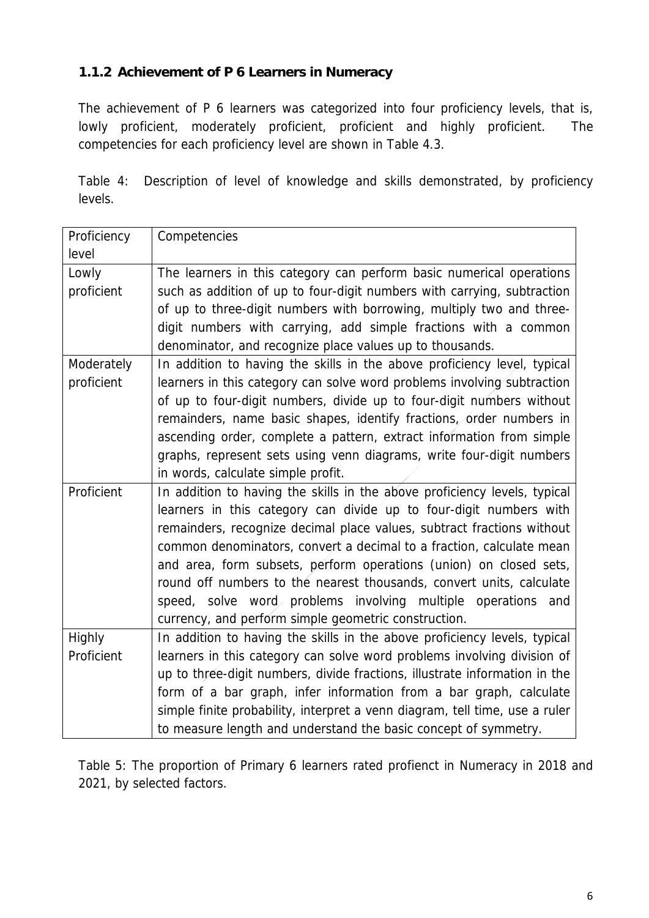### 1.1.2 Achievement of P 6 Learners in Numeracy

The achievement of P 6 learners was categorized into four proficiency levels, that is, lowly proficient, moderately proficient, proficient and highly proficient. The competencies for each proficiency level are shown in Table 4.3.

Table 4: Description of level of knowledge and skills demonstrated, by proficiency levels.

| Proficiency level | Competencies |
|---|---|
| Lowly proficient | The learners in this category can perform basic numerical operations such as addition of up to four-digit numbers with carrying, subtraction of up to three-digit numbers with borrowing, multiply two and three-digit numbers with carrying, add simple fractions with a common denominator, and recognize place values up to thousands. |
| Moderately proficient | In addition to having the skills in the above proficiency level, typical learners in this category can solve word problems involving subtraction of up to four-digit numbers, divide up to four-digit numbers without remainders, name basic shapes, identify fractions, order numbers in ascending order, complete a pattern, extract information from simple graphs, represent sets using venn diagrams, write four-digit numbers in words, calculate simple profit. |
| Proficient | In addition to having the skills in the above proficiency levels, typical learners in this category can divide up to four-digit numbers with remainders, recognize decimal place values, subtract fractions without common denominators, convert a decimal to a fraction, calculate mean and area, form subsets, perform operations (union) on closed sets, round off numbers to the nearest thousands, convert units, calculate speed, solve word problems involving multiple operations and currency, and perform simple geometric construction. |
| Highly Proficient | In addition to having the skills in the above proficiency levels, typical learners in this category can solve word problems involving division of up to three-digit numbers, divide fractions, illustrate information in the form of a bar graph, infer information from a bar graph, calculate simple finite probability, interpret a venn diagram, tell time, use a ruler to measure length and understand the basic concept of symmetry. |

Table 5: The proportion of Primary 6 learners rated profienct in Numeracy in 2018 and 2021, by selected factors.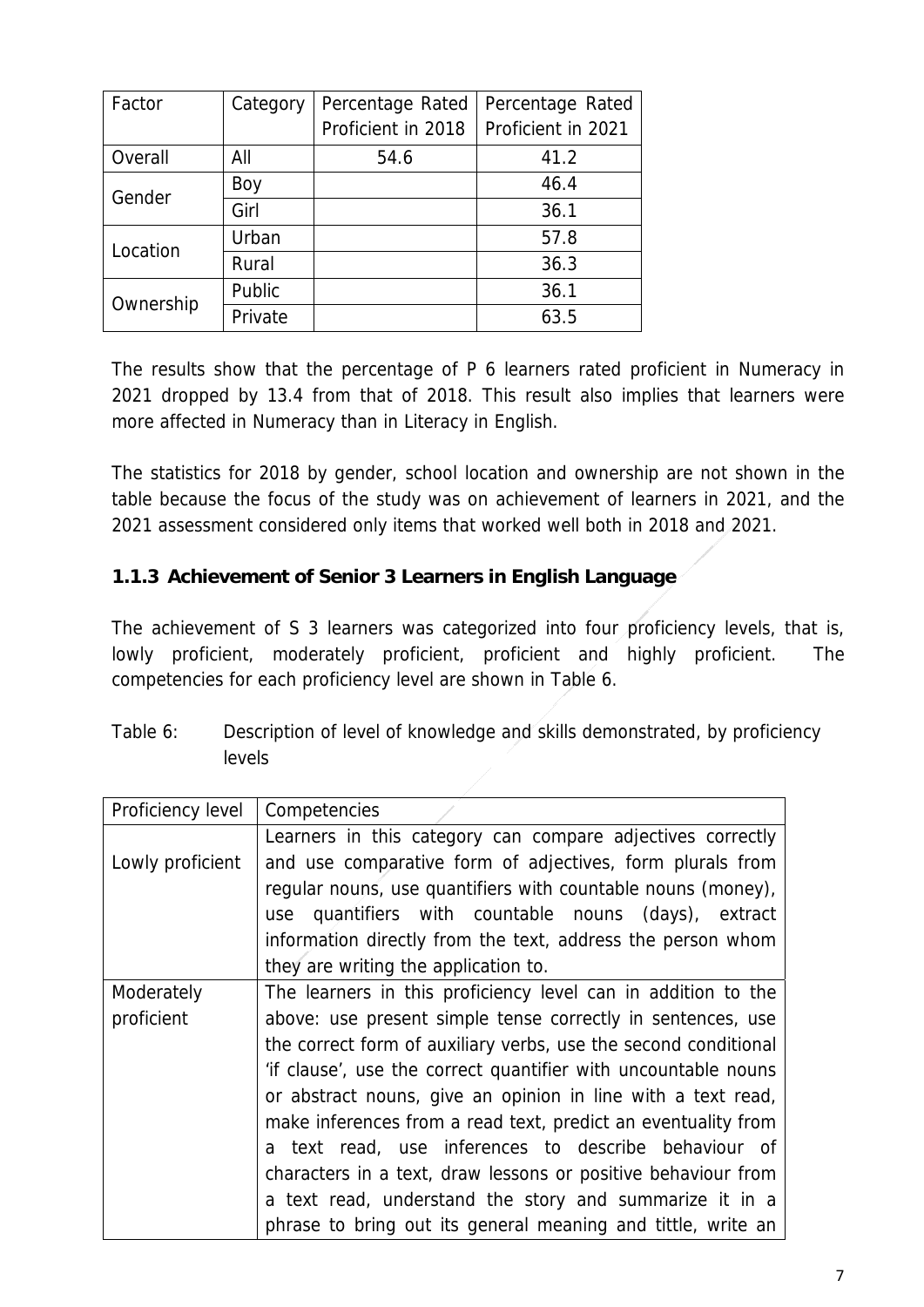| Factor | Category | Percentage Rated Proficient in 2018 | Percentage Rated Proficient in 2021 |
|---|---|---|---|
| Overall | All | 54.6 | 41.2 |
| Gender | Boy | | 46.4 |
| | Girl | | 36.1 |
| Location | Urban | | 57.8 |
| | Rural | | 36.3 |
| Ownership | Public | | 36.1 |
| | Private | | 63.5 |

The results show that the percentage of P 6 learners rated proficient in Numeracy in 2021 dropped by 13.4 from that of 2018. This result also implies that learners were more affected in Numeracy than in Literacy in English.

The statistics for 2018 by gender, school location and ownership are not shown in the table because the focus of the study was on achievement of learners in 2021, and the 2021 assessment considered only items that worked well both in 2018 and 2021.

### 1.1.3 Achievement of Senior 3 Learners in English Language

The achievement of S 3 learners was categorized into four proficiency levels, that is, lowly proficient, moderately proficient, proficient and highly proficient. The competencies for each proficiency level are shown in Table 6.

Table 6: Description of level of knowledge and skills demonstrated, by proficiency levels

| Proficiency level | Competencies |
|---|---|
| Lowly proficient | Learners in this category can compare adjectives correctly and use comparative form of adjectives, form plurals from regular nouns, use quantifiers with countable nouns (money), use quantifiers with countable nouns (days), extract information directly from the text, address the person whom they are writing the application to. |
| Moderately proficient | The learners in this proficiency level can in addition to the above: use present simple tense correctly in sentences, use the correct form of auxiliary verbs, use the second conditional 'if clause', use the correct quantifier with uncountable nouns or abstract nouns, give an opinion in line with a text read, make inferences from a read text, predict an eventuality from a text read, use inferences to describe behaviour of characters in a text, draw lessons or positive behaviour from a text read, understand the story and summarize it in a phrase to bring out its general meaning and tittle, write an |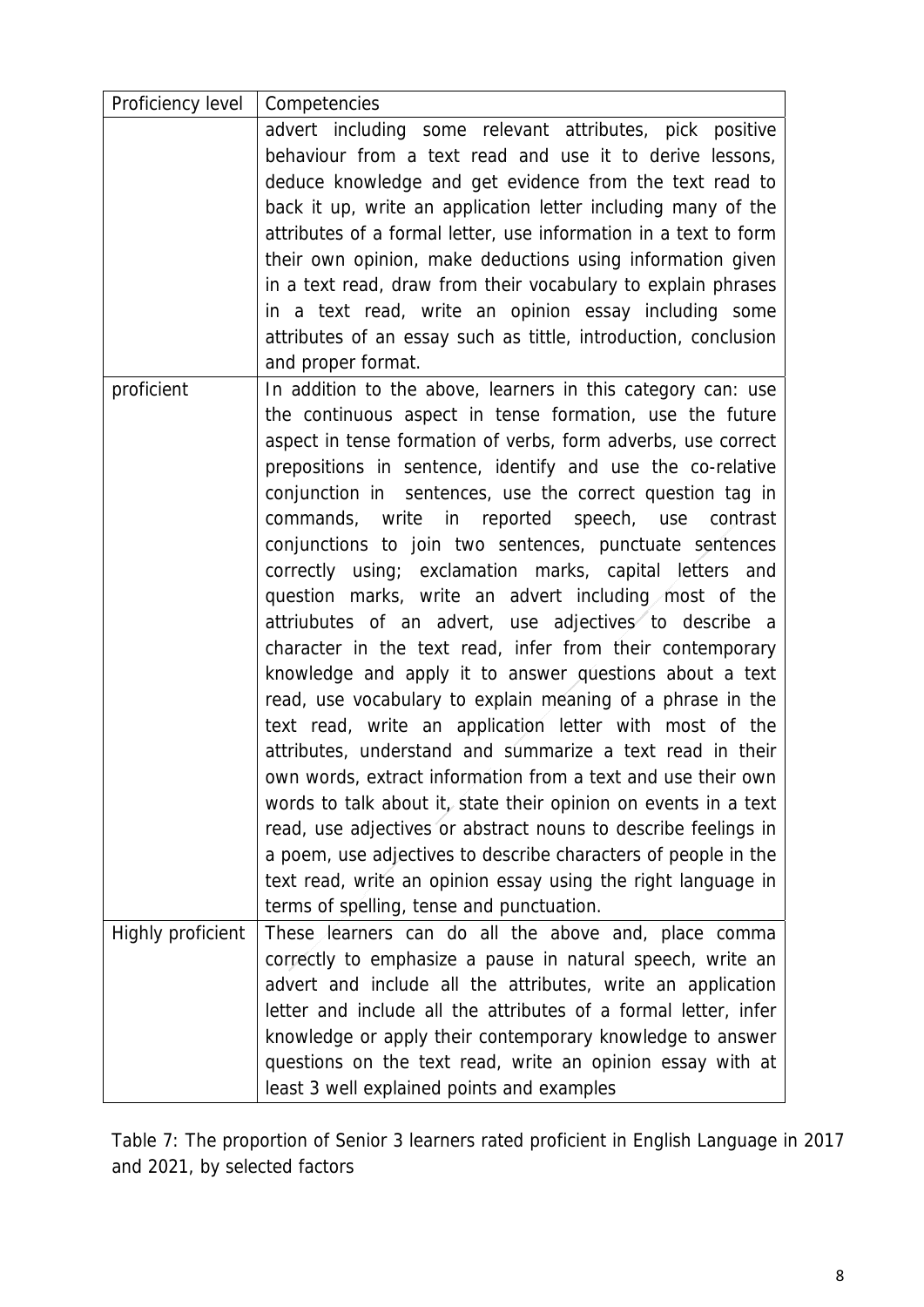| Proficiency level | Competencies |
|---|---|
| | advert including some relevant attributes, pick positive behaviour from a text read and use it to derive lessons, deduce knowledge and get evidence from the text read to back it up, write an application letter including many of the attributes of a formal letter, use information in a text to form their own opinion, make deductions using information given in a text read, draw from their vocabulary to explain phrases in a text read, write an opinion essay including some attributes of an essay such as tittle, introduction, conclusion and proper format. |
| proficient | In addition to the above, learners in this category can: use the continuous aspect in tense formation, use the future aspect in tense formation of verbs, form adverbs, use correct prepositions in sentence, identify and use the co-relative conjunction in sentences, use the correct question tag in commands, write in reported speech, use contrast conjunctions to join two sentences, punctuate sentences correctly using; exclamation marks, capital letters and question marks, write an advert including most of the attriubutes of an advert, use adjectives to describe a character in the text read, infer from their contemporary knowledge and apply it to answer questions about a text read, use vocabulary to explain meaning of a phrase in the text read, write an application letter with most of the attributes, understand and summarize a text read in their own words, extract information from a text and use their own words to talk about it, state their opinion on events in a text read, use adjectives or abstract nouns to describe feelings in a poem, use adjectives to describe characters of people in the text read, write an opinion essay using the right language in terms of spelling, tense and punctuation. |
| Highly proficient | These learners can do all the above and, place comma correctly to emphasize a pause in natural speech, write an advert and include all the attributes, write an application letter and include all the attributes of a formal letter, infer knowledge or apply their contemporary knowledge to answer questions on the text read, write an opinion essay with at least 3 well explained points and examples |

Table 7: The proportion of Senior 3 learners rated proficient in English Language in 2017 and 2021, by selected factors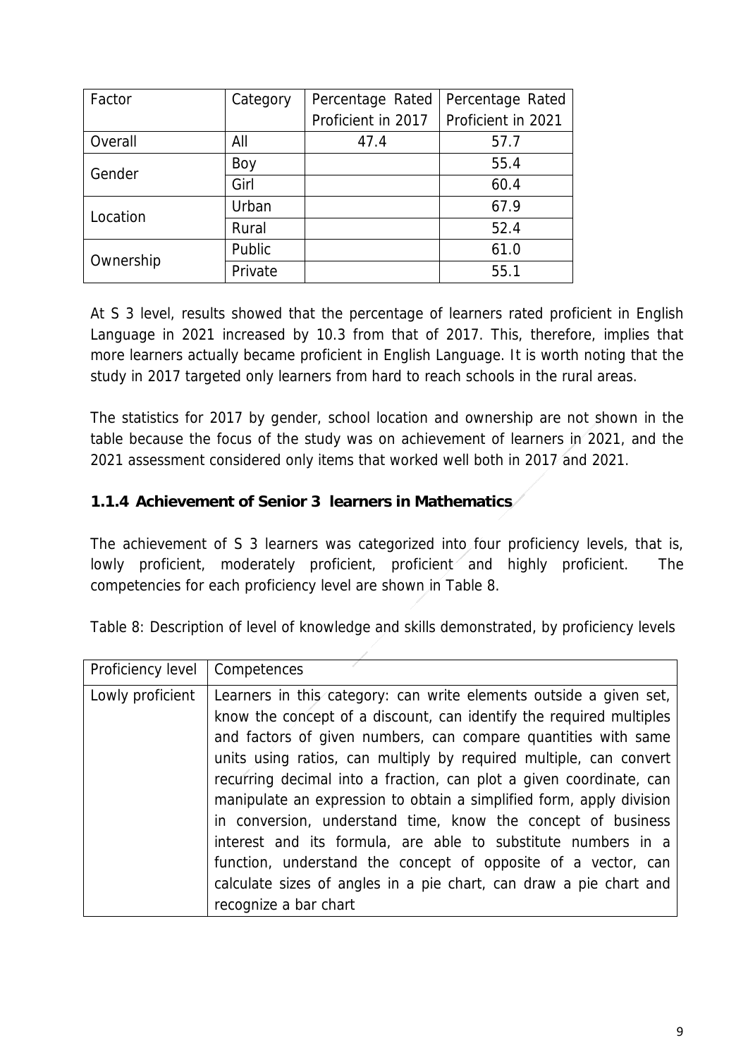| Factor | Category | Percentage Rated Proficient in 2017 | Percentage Rated Proficient in 2021 |
|---|---|---|---|
| Overall | All | 47.4 | 57.7 |
| Gender | Boy | | 55.4 |
| | Girl | | 60.4 |
| Location | Urban | | 67.9 |
| | Rural | | 52.4 |
| Ownership | Public | | 61.0 |
| | Private | | 55.1 |

At S 3 level, results showed that the percentage of learners rated proficient in English Language in 2021 increased by 10.3 from that of 2017. This, therefore, implies that more learners actually became proficient in English Language. It is worth noting that the study in 2017 targeted only learners from hard to reach schools in the rural areas.

The statistics for 2017 by gender, school location and ownership are not shown in the table because the focus of the study was on achievement of learners in 2021, and the 2021 assessment considered only items that worked well both in 2017 and 2021.

### 1.1.4 Achievement of Senior 3 learners in Mathematics

The achievement of S 3 learners was categorized into four proficiency levels, that is, lowly proficient, moderately proficient, proficient and highly proficient. The competencies for each proficiency level are shown in Table 8.

Table 8: Description of level of knowledge and skills demonstrated, by proficiency levels

| Proficiency level | Competences |
|---|---|
| Lowly proficient | Learners in this category: can write elements outside a given set, know the concept of a discount, can identify the required multiples and factors of given numbers, can compare quantities with same units using ratios, can multiply by required multiple, can convert recurring decimal into a fraction, can plot a given coordinate, can manipulate an expression to obtain a simplified form, apply division in conversion, understand time, know the concept of business interest and its formula, are able to substitute numbers in a function, understand the concept of opposite of a vector, can calculate sizes of angles in a pie chart, can draw a pie chart and recognize a bar chart |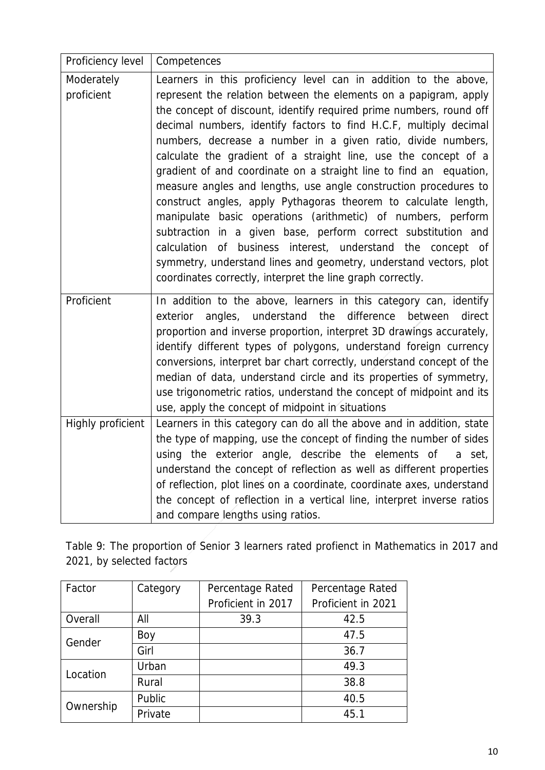| Proficiency level | Competences |
|---|---|
| Moderately proficient | Learners in this proficiency level can in addition to the above, represent the relation between the elements on a papigram, apply the concept of discount, identify required prime numbers, round off decimal numbers, identify factors to find H.C.F, multiply decimal numbers, decrease a number in a given ratio, divide numbers, calculate the gradient of a straight line, use the concept of a gradient of and coordinate on a straight line to find an equation, measure angles and lengths, use angle construction procedures to construct angles, apply Pythagoras theorem to calculate length, manipulate basic operations (arithmetic) of numbers, perform subtraction in a given base, perform correct substitution and calculation of business interest, understand the concept of symmetry, understand lines and geometry, understand vectors, plot coordinates correctly, interpret the line graph correctly. |
| Proficient | In addition to the above, learners in this category can, identify exterior angles, understand the difference between direct proportion and inverse proportion, interpret 3D drawings accurately, identify different types of polygons, understand foreign currency conversions, interpret bar chart correctly, understand concept of the median of data, understand circle and its properties of symmetry, use trigonometric ratios, understand the concept of midpoint and its use, apply the concept of midpoint in situations |
| Highly proficient | Learners in this category can do all the above and in addition, state the type of mapping, use the concept of finding the number of sides using the exterior angle, describe the elements of a set, understand the concept of reflection as well as different properties of reflection, plot lines on a coordinate, coordinate axes, understand the concept of reflection in a vertical line, interpret inverse ratios and compare lengths using ratios. |

Table 9: The proportion of Senior 3 learners rated profienct in Mathematics in 2017 and 2021, by selected factors

| Factor | Category | Percentage Rated Proficient in 2017 | Percentage Rated Proficient in 2021 |
|---|---|---|---|
| Overall | All | 39.3 | 42.5 |
| Gender | Boy | | 47.5 |
| | Girl | | 36.7 |
| Location | Urban | | 49.3 |
| | Rural | | 38.8 |
| Ownership | Public | | 40.5 |
| | Private | | 45.1 |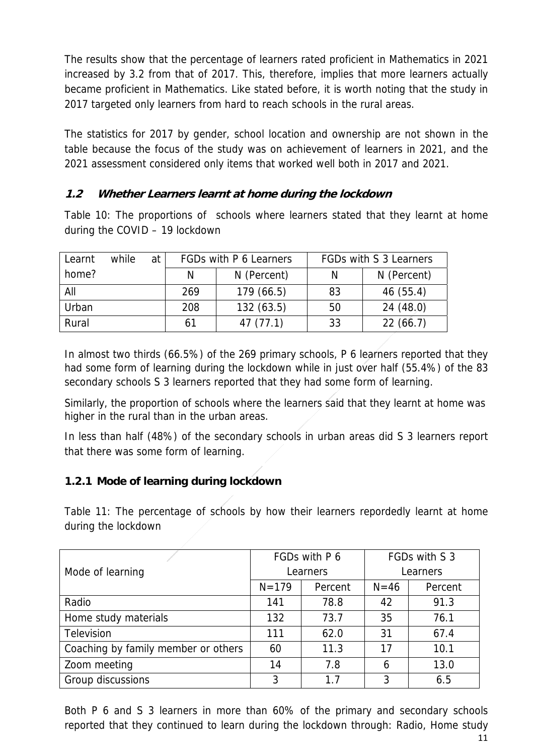The results show that the percentage of learners rated proficient in Mathematics in 2021 increased by 3.2 from that of 2017. This, therefore, implies that more learners actually became proficient in Mathematics. Like stated before, it is worth noting that the study in 2017 targeted only learners from hard to reach schools in the rural areas.

The statistics for 2017 by gender, school location and ownership are not shown in the table because the focus of the study was on achievement of learners in 2021, and the 2021 assessment considered only items that worked well both in 2017 and 2021.

## *1.2 Whether Learners learnt at home during the lockdown*

Table 10: The proportions of schools where learners stated that they learnt at home during the COVID – 19 lockdown

| Learnt while at home? | FGDs with P 6 Learners | | FGDs with S 3 Learners | |
|---|---|---|---|---|
| | N | N (Percent) | N | N (Percent) |
| All | 269 | 179 (66.5) | 83 | 46 (55.4) |
| Urban | 208 | 132 (63.5) | 50 | 24 (48.0) |
| Rural | 61 | 47 (77.1) | 33 | 22 (66.7) |

In almost two thirds (66.5%) of the 269 primary schools, P 6 learners reported that they had some form of learning during the lockdown while in just over half (55.4%) of the 83 secondary schools S 3 learners reported that they had some form of learning.

Similarly, the proportion of schools where the learners said that they learnt at home was higher in the rural than in the urban areas.

In less than half (48%) of the secondary schools in urban areas did S 3 learners report that there was some form of learning.

### 1.2.1 Mode of learning during lockdown

Table 11: The percentage of schools by how their learners repordedly learnt at home during the lockdown

| Mode of learning | FGDs with P 6 Learners | | FGDs with S 3 Learners | |
|---|---|---|---|---|
| | N=179 | Percent | N=46 | Percent |
| Radio | 141 | 78.8 | 42 | 91.3 |
| Home study materials | 132 | 73.7 | 35 | 76.1 |
| Television | 111 | 62.0 | 31 | 67.4 |
| Coaching by family member or others | 60 | 11.3 | 17 | 10.1 |
| Zoom meeting | 14 | 7.8 | 6 | 13.0 |
| Group discussions | 3 | 1.7 | 3 | 6.5 |

Both P 6 and S 3 learners in more than 60% of the primary and secondary schools reported that they continued to learn during the lockdown through: Radio, Home study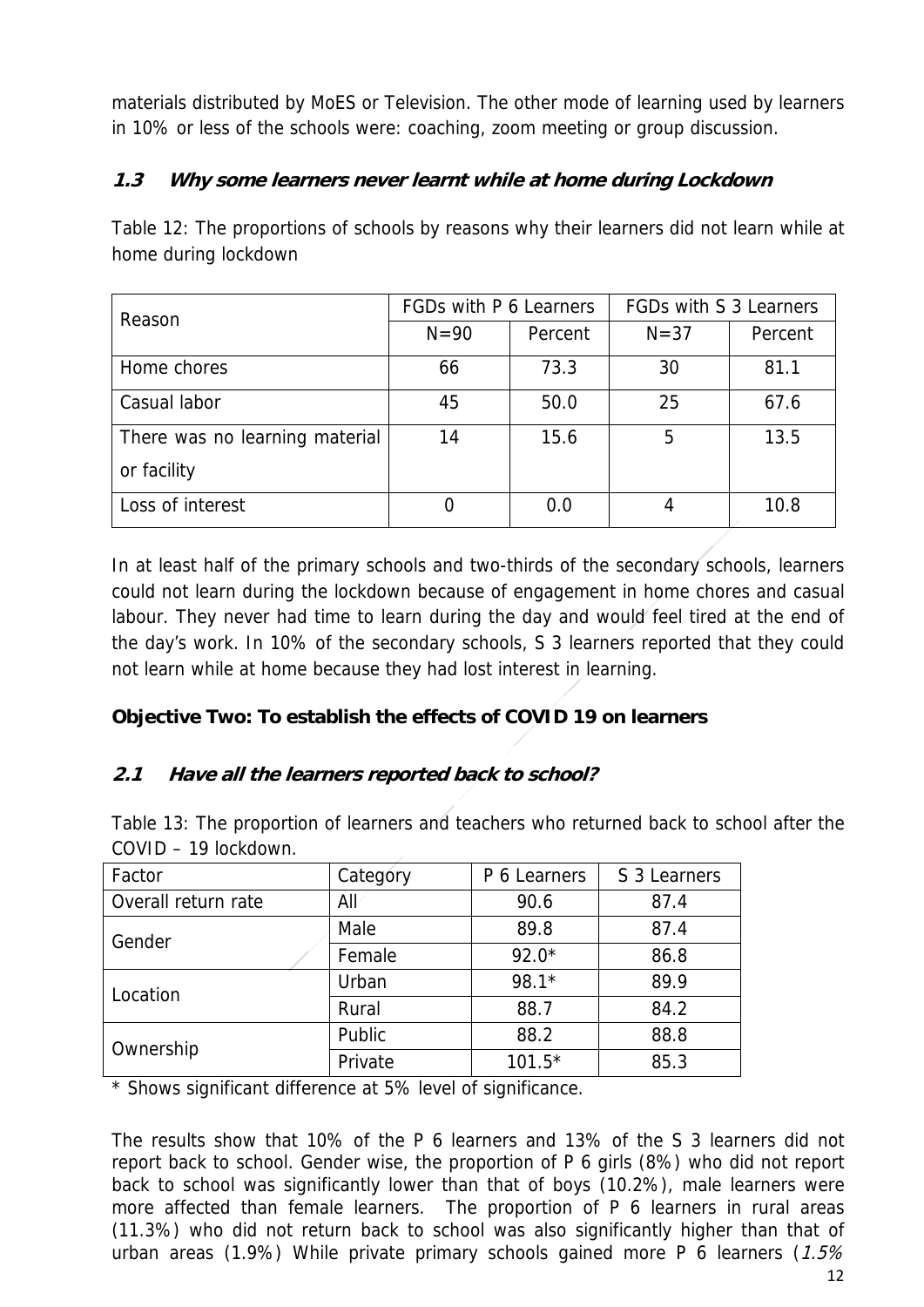materials distributed by MoES or Television. The other mode of learning used by learners in 10% or less of the schools were: coaching, zoom meeting or group discussion.

### *1.3 Why some learners never learnt while at home during Lockdown*

Table 12: The proportions of schools by reasons why their learners did not learn while at home during lockdown

| Reason | FGDs with P 6 Learners | | FGDs with S 3 Learners | |
|---|---|---|---|---|
| | N=90 | Percent | N=37 | Percent |
| Home chores | 66 | 73.3 | 30 | 81.1 |
| Casual labor | 45 | 50.0 | 25 | 67.6 |
| There was no learning material or facility | 14 | 15.6 | 5 | 13.5 |
| Loss of interest | 0 | 0.0 | 4 | 10.8 |

In at least half of the primary schools and two-thirds of the secondary schools, learners could not learn during the lockdown because of engagement in home chores and casual labour. They never had time to learn during the day and would feel tired at the end of the day's work. In 10% of the secondary schools, S 3 learners reported that they could not learn while at home because they had lost interest in learning.

**Objective Two: To establish the effects of COVID 19 on learners**

### *2.1 Have all the learners reported back to school?*

Table 13: The proportion of learners and teachers who returned back to school after the COVID – 19 lockdown.

| Factor | Category | P 6 Learners | S 3 Learners |
|---|---|---|---|
| Overall return rate | All | 90.6 | 87.4 |
| Gender | Male | 89.8 | 87.4 |
| | Female | 92.0* | 86.8 |
| Location | Urban | 98.1* | 89.9 |
| | Rural | 88.7 | 84.2 |
| Ownership | Public | 88.2 | 88.8 |
| | Private | 101.5* | 85.3 |

\* Shows significant difference at 5% level of significance.

The results show that 10% of the P 6 learners and 13% of the S 3 learners did not report back to school. Gender wise, the proportion of P 6 girls (8%) who did not report back to school was significantly lower than that of boys (10.2%), male learners were more affected than female learners. The proportion of P 6 learners in rural areas (11.3%) who did not return back to school was also significantly higher than that of urban areas (1.9%) While private primary schools gained more P 6 learners (*1.5%*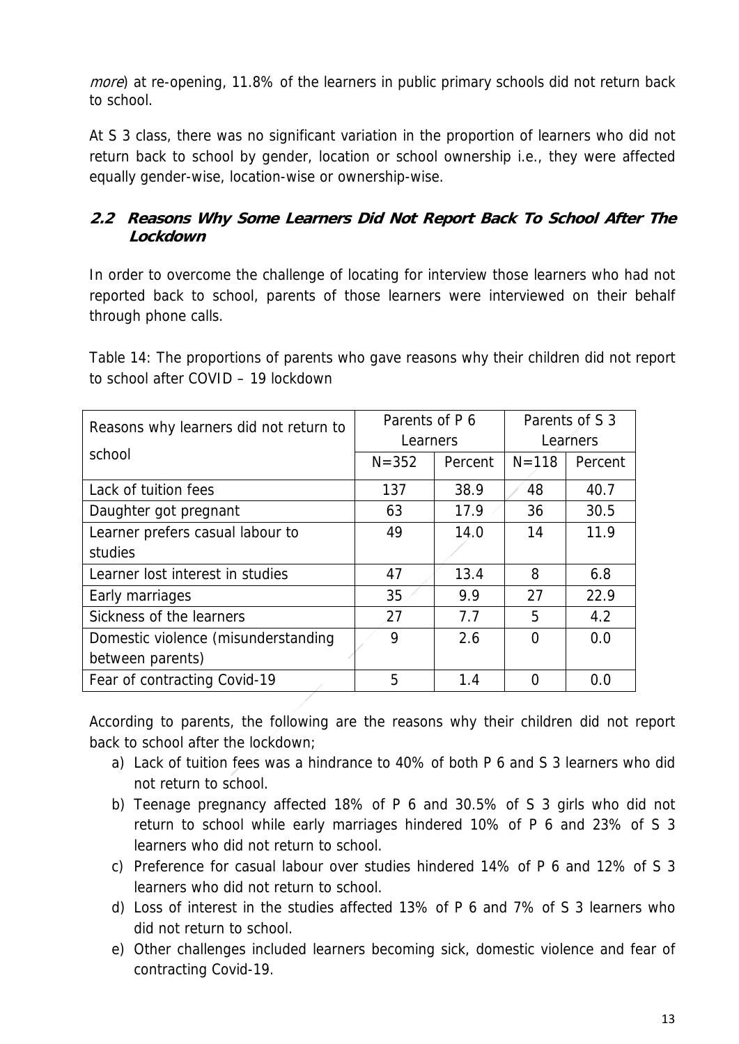*more*) at re-opening, 11.8% of the learners in public primary schools did not return back to school.

At S 3 class, there was no significant variation in the proportion of learners who did not return back to school by gender, location or school ownership i.e., they were affected equally gender-wise, location-wise or ownership-wise.

### 2.2 Reasons Why Some Learners Did Not Report Back To School After The Lockdown

In order to overcome the challenge of locating for interview those learners who had not reported back to school, parents of those learners were interviewed on their behalf through phone calls.

Table 14: The proportions of parents who gave reasons why their children did not report to school after COVID – 19 lockdown

| Reasons why learners did not return to school | Parents of P 6 Learners | | Parents of S 3 Learners | |
|---|---|---|---|---|
| | N=352 | Percent | N=118 | Percent |
| Lack of tuition fees | 137 | 38.9 | 48 | 40.7 |
| Daughter got pregnant | 63 | 17.9 | 36 | 30.5 |
| Learner prefers casual labour to studies | 49 | 14.0 | 14 | 11.9 |
| Learner lost interest in studies | 47 | 13.4 | 8 | 6.8 |
| Early marriages | 35 | 9.9 | 27 | 22.9 |
| Sickness of the learners | 27 | 7.7 | 5 | 4.2 |
| Domestic violence (misunderstanding between parents) | 9 | 2.6 | 0 | 0.0 |
| Fear of contracting Covid-19 | 5 | 1.4 | 0 | 0.0 |

According to parents, the following are the reasons why their children did not report back to school after the lockdown;

a) Lack of tuition fees was a hindrance to 40% of both P 6 and S 3 learners who did not return to school.
b) Teenage pregnancy affected 18% of P 6 and 30.5% of S 3 girls who did not return to school while early marriages hindered 10% of P 6 and 23% of S 3 learners who did not return to school.
c) Preference for casual labour over studies hindered 14% of P 6 and 12% of S 3 learners who did not return to school.
d) Loss of interest in the studies affected 13% of P 6 and 7% of S 3 learners who did not return to school.
e) Other challenges included learners becoming sick, domestic violence and fear of contracting Covid-19.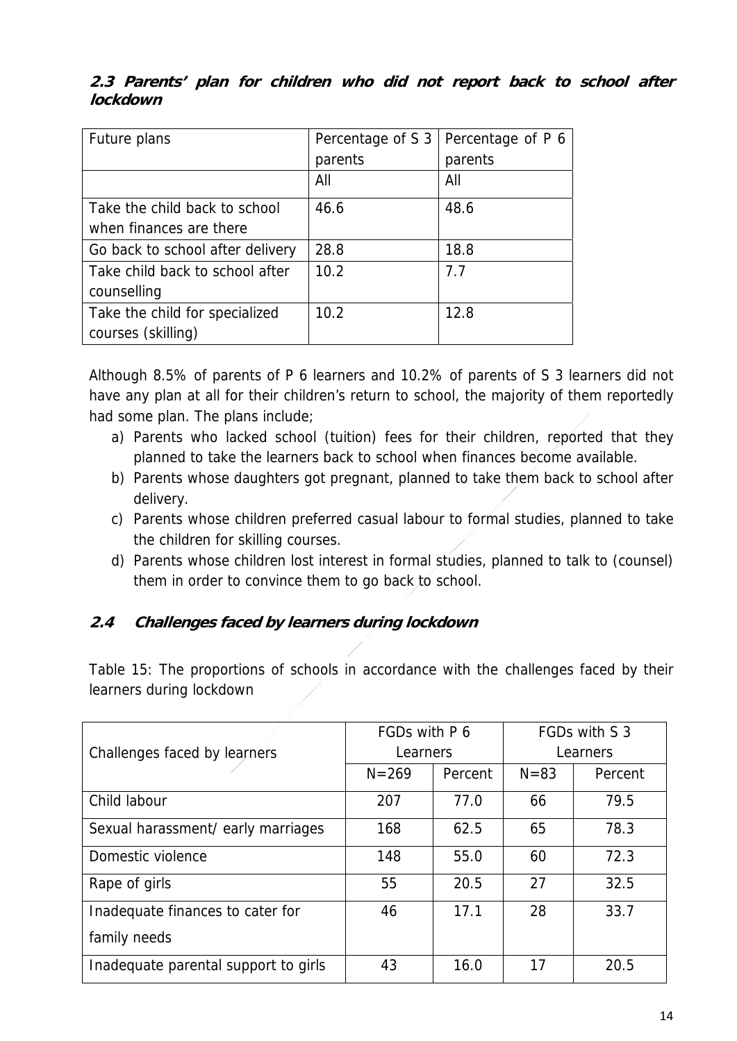### 2.3 Parents' plan for children who did not report back to school after lockdown

| Future plans | Percentage of S 3 parents | Percentage of P 6 parents |
|---|---|---|
| | All | All |
| Take the child back to school when finances are there | 46.6 | 48.6 |
| Go back to school after delivery | 28.8 | 18.8 |
| Take child back to school after counselling | 10.2 | 7.7 |
| Take the child for specialized courses (skilling) | 10.2 | 12.8 |

Although 8.5% of parents of P 6 learners and 10.2% of parents of S 3 learners did not have any plan at all for their children's return to school, the majority of them reportedly had some plan. The plans include;

a) Parents who lacked school (tuition) fees for their children, reported that they planned to take the learners back to school when finances become available.
b) Parents whose daughters got pregnant, planned to take them back to school after delivery.
c) Parents whose children preferred casual labour to formal studies, planned to take the children for skilling courses.
d) Parents whose children lost interest in formal studies, planned to talk to (counsel) them in order to convince them to go back to school.

### 2.4 Challenges faced by learners during lockdown

Table 15: The proportions of schools in accordance with the challenges faced by their learners during lockdown

| Challenges faced by learners | FGDs with P 6 Learners | | FGDs with S 3 Learners | |
|---|---|---|---|---|
| | N=269 | Percent | N=83 | Percent |
| Child labour | 207 | 77.0 | 66 | 79.5 |
| Sexual harassment/ early marriages | 168 | 62.5 | 65 | 78.3 |
| Domestic violence | 148 | 55.0 | 60 | 72.3 |
| Rape of girls | 55 | 20.5 | 27 | 32.5 |
| Inadequate finances to cater for family needs | 46 | 17.1 | 28 | 33.7 |
| Inadequate parental support to girls | 43 | 16.0 | 17 | 20.5 |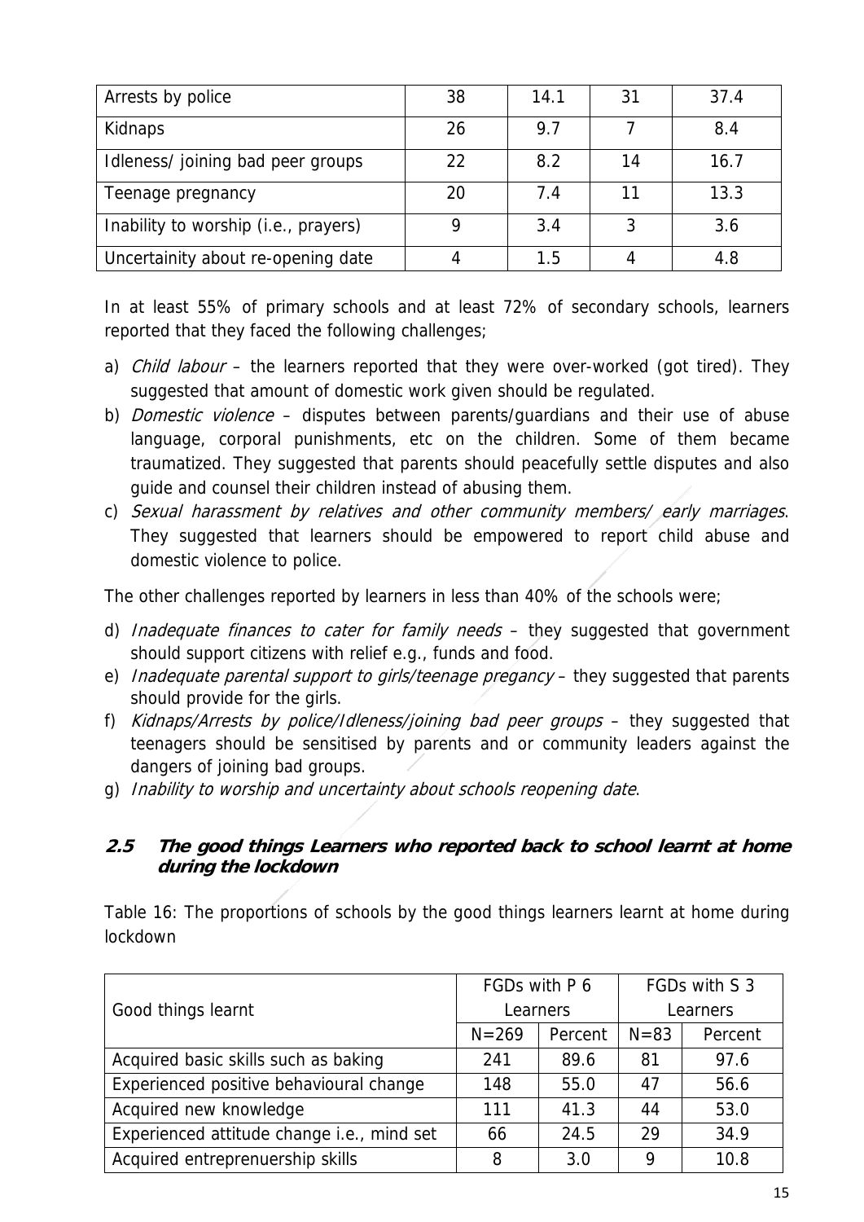| Arrests by police | 38 | 14.1 | 31 | 37.4 |
|---|---|---|---|---|
| Kidnaps | 26 | 9.7 | 7 | 8.4 |
| Idleness/ joining bad peer groups | 22 | 8.2 | 14 | 16.7 |
| Teenage pregnancy | 20 | 7.4 | 11 | 13.3 |
| Inability to worship (i.e., prayers) | 9 | 3.4 | 3 | 3.6 |
| Uncertainity about re-opening date | 4 | 1.5 | 4 | 4.8 |

In at least 55% of primary schools and at least 72% of secondary schools, learners reported that they faced the following challenges;

a) *Child labour* – the learners reported that they were over-worked (got tired). They suggested that amount of domestic work given should be regulated.
b) *Domestic violence* – disputes between parents/guardians and their use of abuse language, corporal punishments, etc on the children. Some of them became traumatized. They suggested that parents should peacefully settle disputes and also guide and counsel their children instead of abusing them.
c) *Sexual harassment by relatives and other community members/ early marriages*. They suggested that learners should be empowered to report child abuse and domestic violence to police.

The other challenges reported by learners in less than 40% of the schools were;

d) *Inadequate finances to cater for family needs* – they suggested that government should support citizens with relief e.g., funds and food.
e) *Inadequate parental support to girls/teenage pregancy* – they suggested that parents should provide for the girls.
f) *Kidnaps/Arrests by police/Idleness/joining bad peer groups* – they suggested that teenagers should be sensitised by parents and or community leaders against the dangers of joining bad groups.
g) *Inability to worship and uncertainty about schools reopening date*.

## 2.5 The good things Learners who reported back to school learnt at home during the lockdown

Table 16: The proportions of schools by the good things learners learnt at home during lockdown

| Good things learnt | FGDs with P 6 Learners | | FGDs with S 3 Learners | |
|---|---|---|---|---|
| | N=269 | Percent | N=83 | Percent |
| Acquired basic skills such as baking | 241 | 89.6 | 81 | 97.6 |
| Experienced positive behavioural change | 148 | 55.0 | 47 | 56.6 |
| Acquired new knowledge | 111 | 41.3 | 44 | 53.0 |
| Experienced attitude change i.e., mind set | 66 | 24.5 | 29 | 34.9 |
| Acquired entreprenuership skills | 8 | 3.0 | 9 | 10.8 |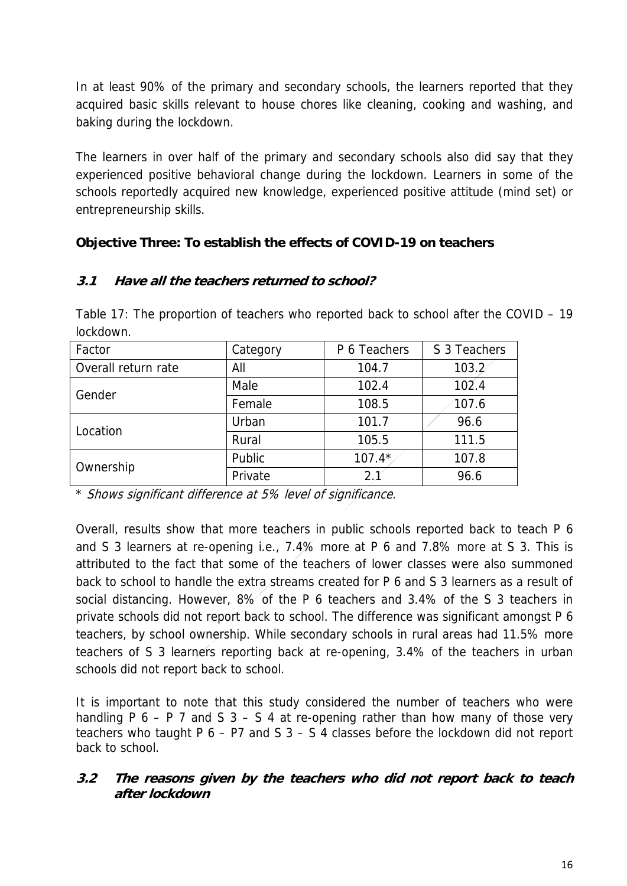In at least 90% of the primary and secondary schools, the learners reported that they acquired basic skills relevant to house chores like cleaning, cooking and washing, and baking during the lockdown.

The learners in over half of the primary and secondary schools also did say that they experienced positive behavioral change during the lockdown. Learners in some of the schools reportedly acquired new knowledge, experienced positive attitude (mind set) or entrepreneurship skills.

**Objective Three: To establish the effects of COVID-19 on teachers**

### 3.1 Have all the teachers returned to school?

Table 17: The proportion of teachers who reported back to school after the COVID – 19 lockdown.

| Factor | Category | P 6 Teachers | S 3 Teachers |
|---|---|---|---|
| Overall return rate | All | 104.7 | 103.2 |
| Gender | Male | 102.4 | 102.4 |
| | Female | 108.5 | 107.6 |
| Location | Urban | 101.7 | 96.6 |
| | Rural | 105.5 | 111.5 |
| Ownership | Public | 107.4* | 107.8 |
| | Private | 2.1 | 96.6 |

\* *Shows significant difference at 5% level of significance.*

Overall, results show that more teachers in public schools reported back to teach P 6 and S 3 learners at re-opening i.e., 7.4% more at P 6 and 7.8% more at S 3. This is attributed to the fact that some of the teachers of lower classes were also summoned back to school to handle the extra streams created for P 6 and S 3 learners as a result of social distancing. However, 8% of the P 6 teachers and 3.4% of the S 3 teachers in private schools did not report back to school. The difference was significant amongst P 6 teachers, by school ownership. While secondary schools in rural areas had 11.5% more teachers of S 3 learners reporting back at re-opening, 3.4% of the teachers in urban schools did not report back to school.

It is important to note that this study considered the number of teachers who were handling P 6 – P 7 and S 3 – S 4 at re-opening rather than how many of those very teachers who taught P 6 – P7 and S 3 – S 4 classes before the lockdown did not report back to school.

### 3.2 The reasons given by the teachers who did not report back to teach after lockdown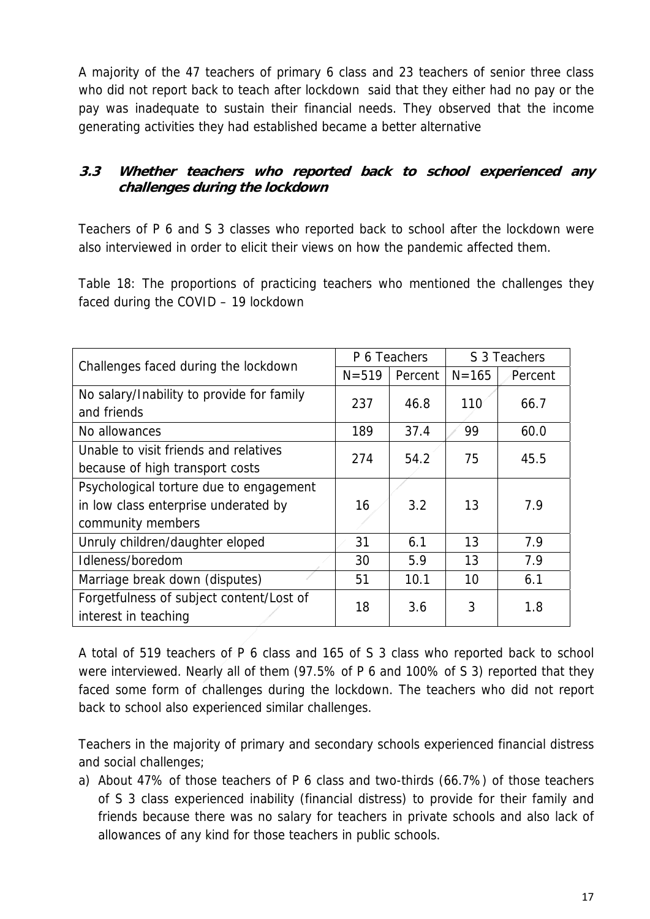A majority of the 47 teachers of primary 6 class and 23 teachers of senior three class who did not report back to teach after lockdown said that they either had no pay or the pay was inadequate to sustain their financial needs. They observed that the income generating activities they had established became a better alternative

### 3.3 Whether teachers who reported back to school experienced any challenges during the lockdown

Teachers of P 6 and S 3 classes who reported back to school after the lockdown were also interviewed in order to elicit their views on how the pandemic affected them.

Table 18: The proportions of practicing teachers who mentioned the challenges they faced during the COVID – 19 lockdown

| Challenges faced during the lockdown | P 6 Teachers | | S 3 Teachers | |
|---|---|---|---|---|
| | N=519 | Percent | N=165 | Percent |
| No salary/Inability to provide for family and friends | 237 | 46.8 | 110 | 66.7 |
| No allowances | 189 | 37.4 | 99 | 60.0 |
| Unable to visit friends and relatives because of high transport costs | 274 | 54.2 | 75 | 45.5 |
| Psychological torture due to engagement in low class enterprise underated by community members | 16 | 3.2 | 13 | 7.9 |
| Unruly children/daughter eloped | 31 | 6.1 | 13 | 7.9 |
| Idleness/boredom | 30 | 5.9 | 13 | 7.9 |
| Marriage break down (disputes) | 51 | 10.1 | 10 | 6.1 |
| Forgetfulness of subject content/Lost of interest in teaching | 18 | 3.6 | 3 | 1.8 |

A total of 519 teachers of P 6 class and 165 of S 3 class who reported back to school were interviewed. Nearly all of them (97.5% of P 6 and 100% of S 3) reported that they faced some form of challenges during the lockdown. The teachers who did not report back to school also experienced similar challenges.

Teachers in the majority of primary and secondary schools experienced financial distress and social challenges;

a) About 47% of those teachers of P 6 class and two-thirds (66.7%) of those teachers of S 3 class experienced inability (financial distress) to provide for their family and friends because there was no salary for teachers in private schools and also lack of allowances of any kind for those teachers in public schools.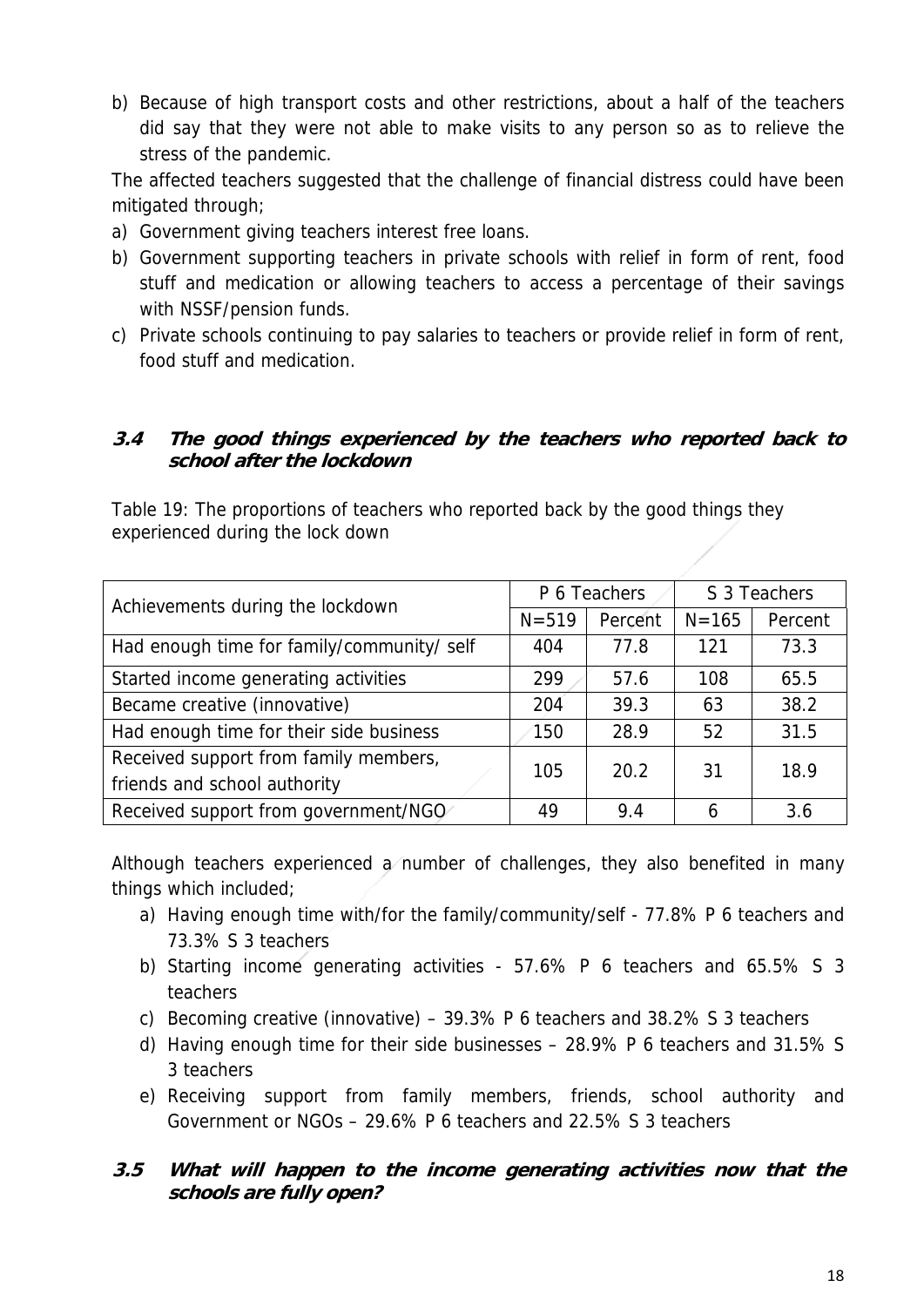b) Because of high transport costs and other restrictions, about a half of the teachers did say that they were not able to make visits to any person so as to relieve the stress of the pandemic.

The affected teachers suggested that the challenge of financial distress could have been mitigated through;

a) Government giving teachers interest free loans.
b) Government supporting teachers in private schools with relief in form of rent, food stuff and medication or allowing teachers to access a percentage of their savings with NSSF/pension funds.
c) Private schools continuing to pay salaries to teachers or provide relief in form of rent, food stuff and medication.

### 3.4 The good things experienced by the teachers who reported back to school after the lockdown

Table 19: The proportions of teachers who reported back by the good things they experienced during the lock down

| Achievements during the lockdown | P 6 Teachers | | S 3 Teachers | |
|---|---|---|---|---|
| | N=519 | Percent | N=165 | Percent |
| Had enough time for family/community/ self | 404 | 77.8 | 121 | 73.3 |
| Started income generating activities | 299 | 57.6 | 108 | 65.5 |
| Became creative (innovative) | 204 | 39.3 | 63 | 38.2 |
| Had enough time for their side business | 150 | 28.9 | 52 | 31.5 |
| Received support from family members, friends and school authority | 105 | 20.2 | 31 | 18.9 |
| Received support from government/NGO | 49 | 9.4 | 6 | 3.6 |

Although teachers experienced a number of challenges, they also benefited in many things which included;

a) Having enough time with/for the family/community/self - 77.8% P 6 teachers and 73.3% S 3 teachers
b) Starting income generating activities - 57.6% P 6 teachers and 65.5% S 3 teachers
c) Becoming creative (innovative) – 39.3% P 6 teachers and 38.2% S 3 teachers
d) Having enough time for their side businesses – 28.9% P 6 teachers and 31.5% S 3 teachers
e) Receiving support from family members, friends, school authority and Government or NGOs – 29.6% P 6 teachers and 22.5% S 3 teachers

### 3.5 What will happen to the income generating activities now that the schools are fully open?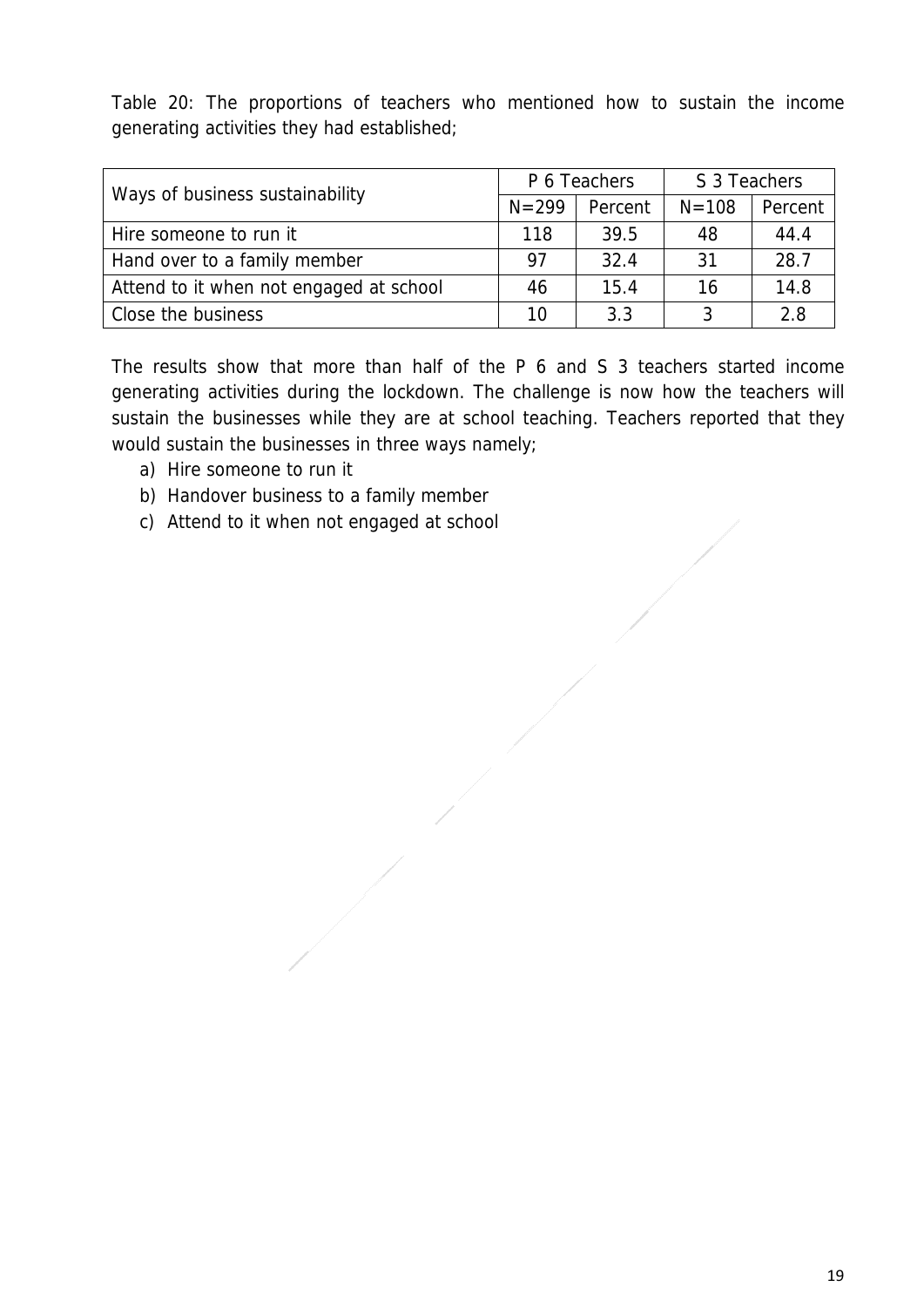Table 20: The proportions of teachers who mentioned how to sustain the income generating activities they had established;

| Ways of business sustainability | P 6 Teachers | | S 3 Teachers | |
|---|---|---|---|---|
| | N=299 | Percent | N=108 | Percent |
| Hire someone to run it | 118 | 39.5 | 48 | 44.4 |
| Hand over to a family member | 97 | 32.4 | 31 | 28.7 |
| Attend to it when not engaged at school | 46 | 15.4 | 16 | 14.8 |
| Close the business | 10 | 3.3 | 3 | 2.8 |

The results show that more than half of the P 6 and S 3 teachers started income generating activities during the lockdown. The challenge is now how the teachers will sustain the businesses while they are at school teaching. Teachers reported that they would sustain the businesses in three ways namely;

a) Hire someone to run it
b) Handover business to a family member
c) Attend to it when not engaged at school